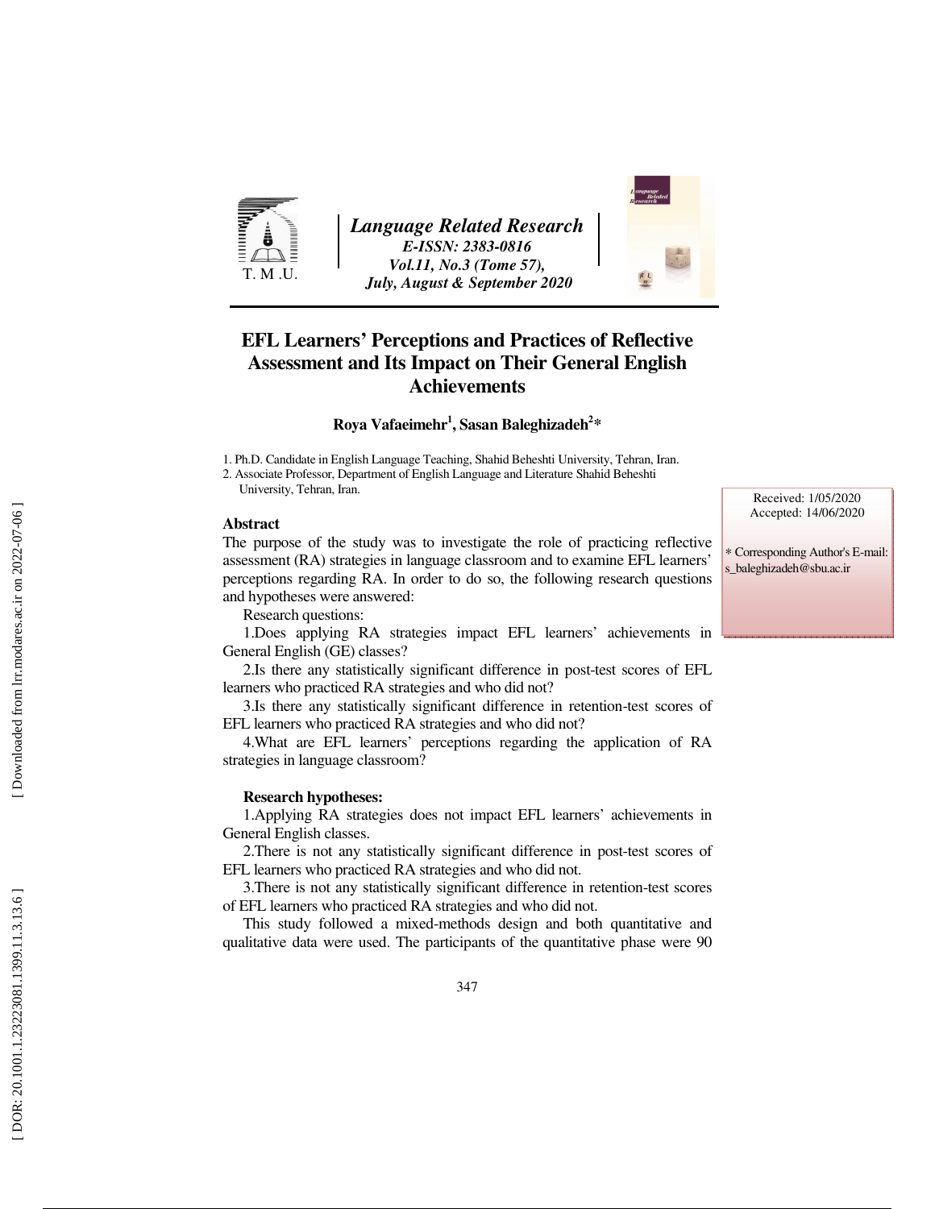# EFL Learners' Perceptions and Practices of Reflective Assessment and Its Impact on Their General English Achievements

**Roya Vafaeimehr[1], Sasan Baleghizadeh[2]***

1. Ph.D. Candidate in English Language Teaching, Shahid Beheshti University, Tehran, Iran.
2. Associate Professor, Department of English Language and Literature Shahid Beheshti University, Tehran, Iran.

Received: 1/05/2020
Accepted: 14/06/2020

* Corresponding Author's E-mail: s_baleghizadeh@sbu.ac.ir

### Abstract

The purpose of the study was to investigate the role of practicing reflective assessment (RA) strategies in language classroom and to examine EFL learners' perceptions regarding RA. In order to do so, the following research questions and hypotheses were answered:

Research questions:

1. Does applying RA strategies impact EFL learners' achievements in General English (GE) classes?
2. Is there any statistically significant difference in post-test scores of EFL learners who practiced RA strategies and who did not?
3. Is there any statistically significant difference in retention-test scores of EFL learners who practiced RA strategies and who did not?
4. What are EFL learners' perceptions regarding the application of RA strategies in language classroom?

**Research hypotheses:**

1. Applying RA strategies does not impact EFL learners' achievements in General English classes.
2. There is not any statistically significant difference in post-test scores of EFL learners who practiced RA strategies and who did not.
3. There is not any statistically significant difference in retention-test scores of EFL learners who practiced RA strategies and who did not.

This study followed a mixed-methods design and both quantitative and qualitative data were used. The participants of the quantitative phase were 90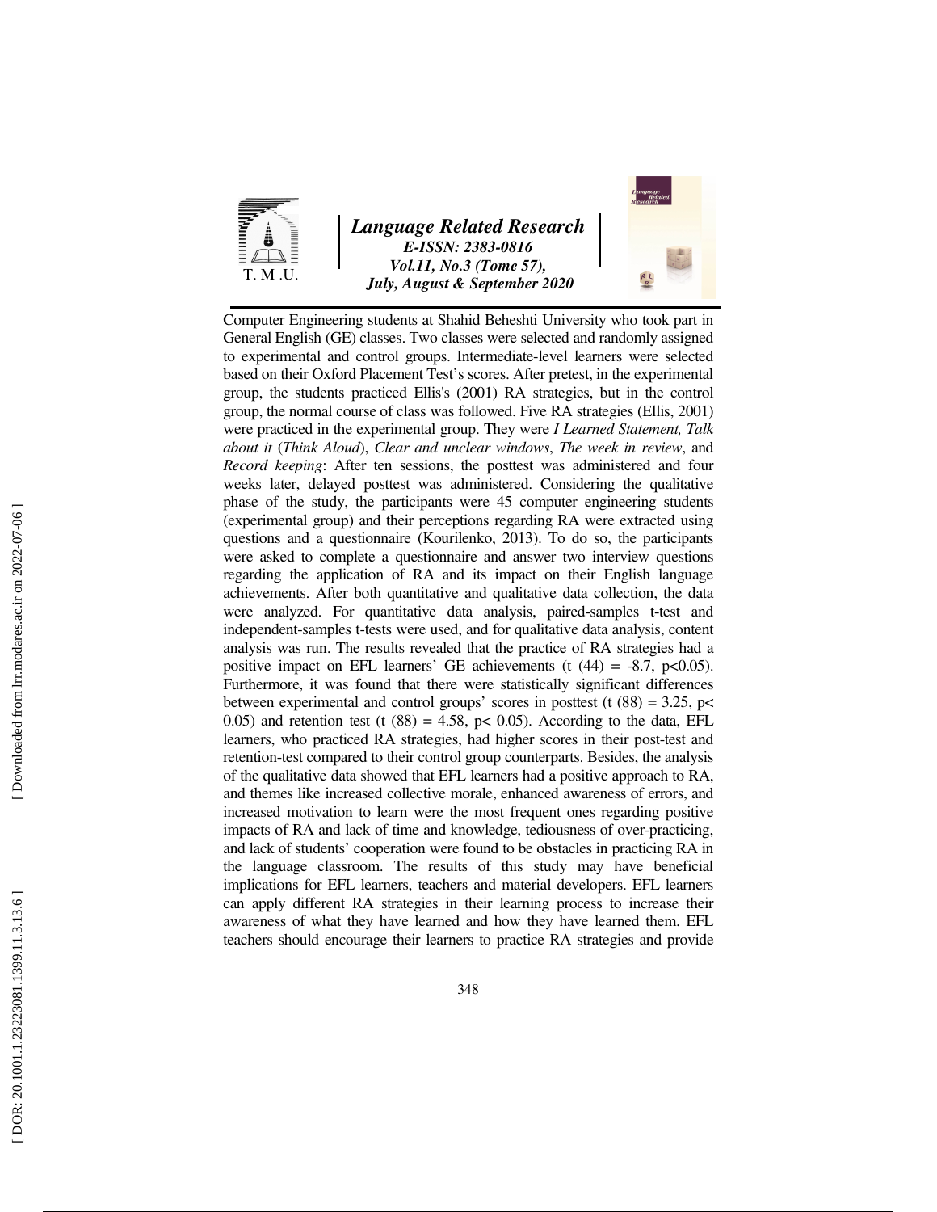Computer Engineering students at Shahid Beheshti University who took part in General English (GE) classes. Two classes were selected and randomly assigned to experimental and control groups. Intermediate-level learners were selected based on their Oxford Placement Test's scores. After pretest, in the experimental group, the students practiced Ellis's (2001) RA strategies, but in the control group, the normal course of class was followed. Five RA strategies (Ellis, 2001) were practiced in the experimental group. They were *I Learned Statement, Talk about it* (*Think Aloud*), *Clear and unclear windows*, *The week in review*, and *Record keeping*: After ten sessions, the posttest was administered and four weeks later, delayed posttest was administered. Considering the qualitative phase of the study, the participants were 45 computer engineering students (experimental group) and their perceptions regarding RA were extracted using questions and a questionnaire (Kourilenko, 2013). To do so, the participants were asked to complete a questionnaire and answer two interview questions regarding the application of RA and its impact on their English language achievements. After both quantitative and qualitative data collection, the data were analyzed. For quantitative data analysis, paired-samples t-test and independent-samples t-tests were used, and for qualitative data analysis, content analysis was run. The results revealed that the practice of RA strategies had a positive impact on EFL learners' GE achievements ($t(44) = -8.7$, $p<0.05$). Furthermore, it was found that there were statistically significant differences between experimental and control groups' scores in posttest ($t(88) = 3.25$, $p< 0.05$) and retention test ($t(88) = 4.58$, $p< 0.05$). According to the data, EFL learners, who practiced RA strategies, had higher scores in their post-test and retention-test compared to their control group counterparts. Besides, the analysis of the qualitative data showed that EFL learners had a positive approach to RA, and themes like increased collective morale, enhanced awareness of errors, and increased motivation to learn were the most frequent ones regarding positive impacts of RA and lack of time and knowledge, tediousness of over-practicing, and lack of students' cooperation were found to be obstacles in practicing RA in the language classroom. The results of this study may have beneficial implications for EFL learners, teachers and material developers. EFL learners can apply different RA strategies in their learning process to increase their awareness of what they have learned and how they have learned them. EFL teachers should encourage their learners to practice RA strategies and provide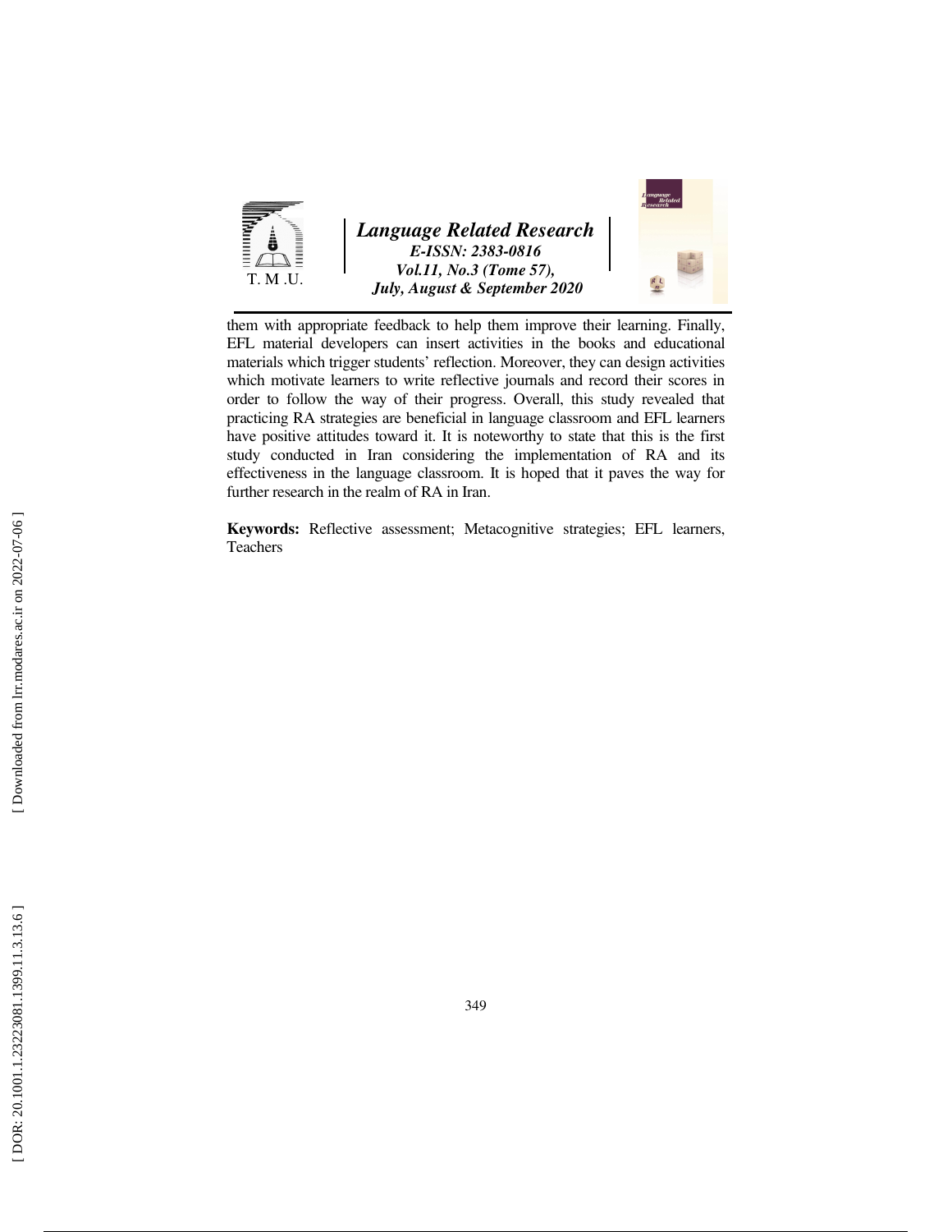them with appropriate feedback to help them improve their learning. Finally, EFL material developers can insert activities in the books and educational materials which trigger students' reflection. Moreover, they can design activities which motivate learners to write reflective journals and record their scores in order to follow the way of their progress. Overall, this study revealed that practicing RA strategies are beneficial in language classroom and EFL learners have positive attitudes toward it. It is noteworthy to state that this is the first study conducted in Iran considering the implementation of RA and its effectiveness in the language classroom. It is hoped that it paves the way for further research in the realm of RA in Iran.

**Keywords:** Reflective assessment; Metacognitive strategies; EFL learners, Teachers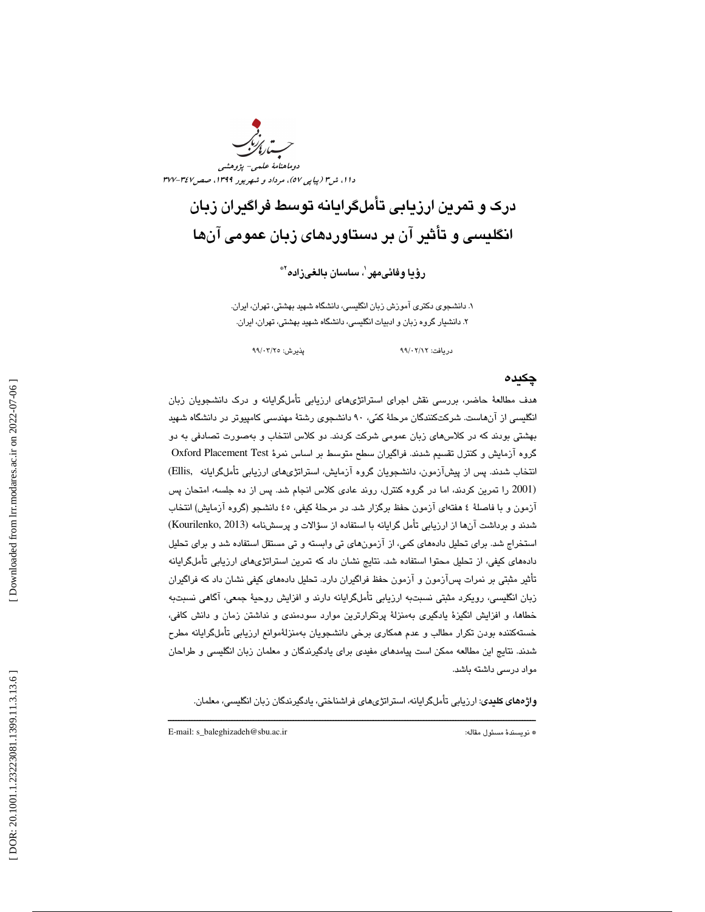# درک و تمرین ارزیابی تأمل‌گرایانه توسط فراگیران زبان انگلیسی و تأثیر آن بر دستاوردهای زبان عمومی آن‌ها

**رؤیا وفائی‌مهر[1]، ساسان بالغی‌زاده[2]\***

۱. دانشجوی دکتری آموزش زبان انگلیسی، دانشگاه شهید بهشتی، تهران، ایران.
۲. دانشیار گروه زبان و ادبیات انگلیسی، دانشگاه شهید بهشتی، تهران، ایران.

دریافت: ۹۹/۰۲/۱۲ پذیرش: ۹۹/۰۳/۲۵

## چکیده

هدف مطالعهٔ حاضر، بررسی نقش اجرای استراتژی‌های ارزیابی تأمل‌گرایانه و درک دانشجویان زبان انگلیسی از آن‌هاست. شرکت‌کنندگان مرحلهٔ کمّی، ۹۰ دانشجوی رشتهٔ مهندسی کامپیوتر در دانشگاه شهید بهشتی بودند که در کلاس‌های زبان عمومی شرکت کردند. دو کلاس انتخاب و به‌صورت تصادفی به دو گروه آزمایش و کنترل تقسیم شدند. فراگیران سطح متوسط بر اساس نمرهٔ Oxford Placement Test انتخاب شدند. پس از پیش‌آزمون، دانشجویان گروه آزمایش، استراتژی‌های ارزیابی تأمل‌گرایانه (Ellis, 2001) را تمرین کردند، اما در گروه کنترل، روند عادی کلاس انجام شد. پس از ده جلسه، امتحان پس آزمون و با فاصلهٔ ٤ هفته‌ای آزمون حفظ برگزار شد. در مرحلهٔ کیفی، ٤٥ دانشجو (گروه آزمایش) انتخاب شدند و برداشت آن‌ها از ارزیابی تأمل گرایانه با استفاده از سؤالات و پرسش‌نامه (Kourilenko, 2013) استخراج شد. برای تحلیل داده‌های کمی، از آزمون‌های تی وابسته و تی مستقل استفاده شد و برای تحلیل داده‌های کیفی، از تحلیل محتوا استفاده شد. نتایج نشان داد که تمرین استراتژی‌های ارزیابی تأمل‌گرایانه تأثیر مثبتی بر نمرات پس‌آزمون و آزمون حفظ فراگیران دارد. تحلیل داده‌های کیفی نشان داد که فراگیران زبان انگلیسی، رویکرد مثبتی نسبت‌به ارزیابی تأمل‌گرایانه دارند و افزایش روحیهٔ جمعی، آگاهی نسبت‌به خطاها، و افزایش انگیزهٔ یادگیری به‌منزلهٔ پرتکرارترین موارد سودمندی و نداشتن زمان و دانش کافی، خسته‌کننده بودن تکرار مطالب و عدم همکاری برخی دانشجویان به‌منزلهٔ موانع ارزیابی تأمل‌گرایانه مطرح شدند. نتایج این مطالعه ممکن است پیامدهای مفیدی برای یادگیرندگان و معلمان زبان انگلیسی و طراحان مواد درسی داشته باشد.

**واژه‌های کلیدی:** ارزیابی تأمل‌گرایانه، استراتژی‌های فراشناختی، یادگیرندگان زبان انگلیسی، معلمان.

---

\* نویسندهٔ مسئول مقاله: E-mail: s_baleghizadeh@sbu.ac.ir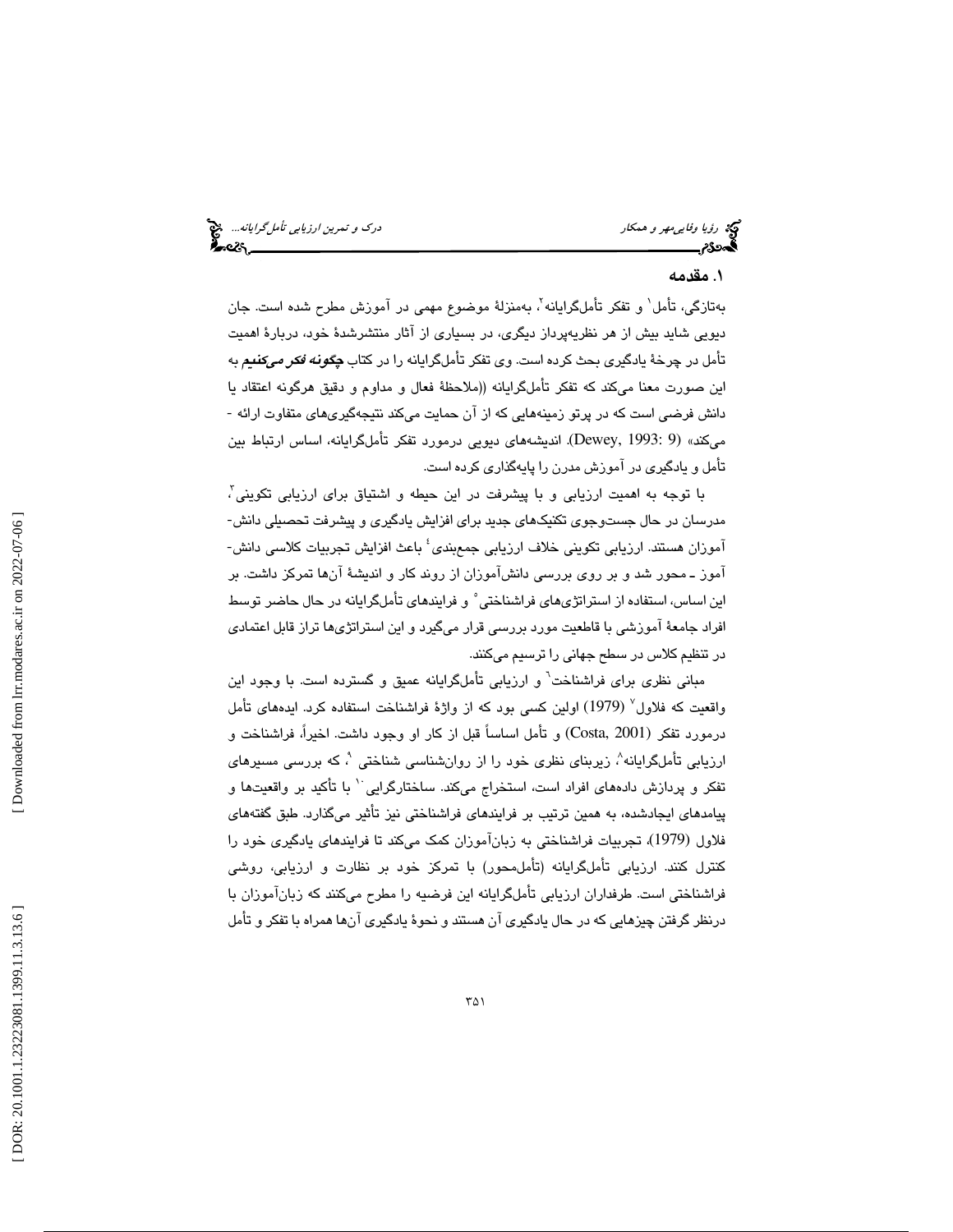## ۱. مقدمه

به‌تازگی، تأمل[1] و تفکر تأمل‌گرایانه[2]، به‌منزلهٔ موضوع مهمی در آموزش مطرح شده است. جان دیویی شاید بیش از هر نظریه‌پرداز دیگری، در بسیاری از آثار منتشرشدهٔ خود، دربارهٔ اهمیت تأمل در چرخهٔ یادگیری بحث کرده است. وی تفکر تأمل‌گرایانه را در کتاب ***چگونه فکر می‌کنیم*** به این صورت معنا می‌کند که تفکر تأمل‌گرایانه ((ملاحظهٔ فعال و مداوم و دقیق هرگونه اعتقاد یا دانش فرضی است که در پرتو زمینه‌هایی که از آن حمایت می‌کند نتیجه‌گیری‌های متفاوت ارائه - می‌کند» (Dewey, 1993: 9). اندیشه‌های دیویی درمورد تفکر تأمل‌گرایانه، اساس ارتباط بین تأمل و یادگیری در آموزش مدرن را پایه‌گذاری کرده است.

با توجه به اهمیت ارزیابی و با پیشرفت در این حیطه و اشتیاق برای ارزیابی تکوینی[3]، مدرسان در حال جست‌وجوی تکنیک‌های جدید برای افزایش یادگیری و پیشرفت تحصیلی دانش- آموزان هستند. ارزیابی تکوینی خلاف ارزیابی جمع‌بندی[4] باعث افزایش تجربیات کلاسی دانش- آموز ـ محور شد و بر روی بررسی دانش‌آموزان از روند کار و اندیشهٔ آن‌ها تمرکز داشت. بر این اساس، استفاده از استراتژی‌های فراشناختی[5] و فرایندهای تأمل‌گرایانه در حال حاضر توسط افراد جامعهٔ آموزشی با قاطعیت مورد بررسی قرار می‌گیرد و این استراتژی‌ها تراز قابل اعتمادی در تنظیم کلاس در سطح جهانی را ترسیم می‌کنند.

مبانی نظری برای فراشناخت[6] و ارزیابی تأمل‌گرایانه عمیق و گسترده است. با وجود این واقعیت که فلاول[7] (1979) اولین کسی بود که از واژهٔ فراشناخت استفاده کرد. ایده‌های تأمل درمورد تفکر (Costa, 2001) و تأمل اساساً قبل از کار او وجود داشت. اخیراً، فراشناخت و ارزیابی تأمل‌گرایانه[8]، زیربنای نظری خود را از روان‌شناسی شناختی[9]، که بررسی مسیرهای تفکر و پردازش داده‌های افراد است، استخراج می‌کند. ساختارگرایی[10] با تأکید بر واقعیت‌ها و پیامدهای ایجادشده، به همین ترتیب بر فرایندهای فراشناختی نیز تأثیر می‌گذارد. طبق گفته‌های فلاول (1979)، تجربیات فراشناختی به زبان‌آموزان کمک می‌کند تا فرایندهای یادگیری خود را کنترل کنند. ارزیابی تأمل‌گرایانه (تأمل‌محور) با تمرکز خود بر نظارت و ارزیابی، روشی فراشناختی است. طرفداران ارزیابی تأمل‌گرایانه این فرضیه را مطرح می‌کنند که زبان‌آموزان با درنظر گرفتن چیزهایی که در حال یادگیری آن هستند و نحوهٔ یادگیری آن‌ها همراه با تفکر و تأمل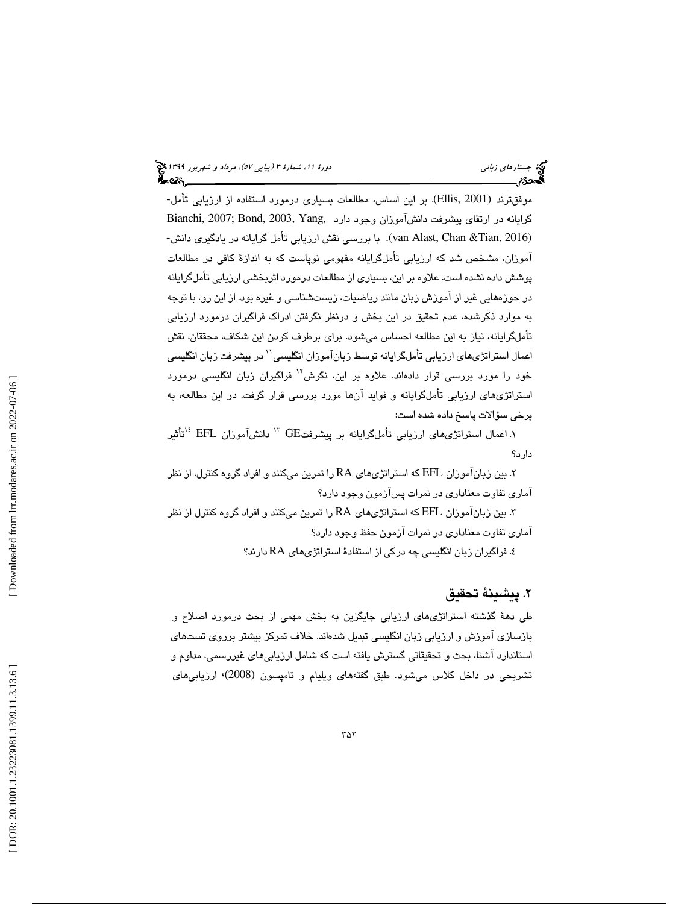موفق‌ترند (Ellis, 2001). بر این اساس، مطالعات بسیاری درمورد استفاده از ارزیابی تأمل‌گرایانه در ارتقای پیشرفت دانش‌آموزان وجود دارد Bianchi, 2007; Bond, 2003, Yang, (van Alast, Chan &Tian, 2016). با بررسی نقش ارزیابی تأمل گرایانه در یادگیری دانش‌آموزان، مشخص شد که ارزیابی تأمل‌گرایانه مفهومی نوپاست که به اندازهٔ کافی در مطالعات پوشش داده نشده است. علاوه بر این، بسیاری از مطالعات درمورد اثربخشی ارزیابی تأمل‌گرایانه در حوزه‌هایی غیر از آموزش زبان مانند ریاضیات، زیست‌شناسی و غیره بود. از این رو، با توجه به موارد ذکرشده، عدم تحقیق در این بخش و درنظر نگرفتن ادراک فراگیران درمورد ارزیابی تأمل‌گرایانه، نیاز به این مطالعه احساس می‌شود. برای برطرف کردن این شکاف، محققان، نقش اعمال استراتژی‌های ارزیابی تأمل‌گرایانه توسط زبان‌آموزان انگلیسی[11] در پیشرفت زبان انگلیسی خود را مورد بررسی قرار داده‌اند. علاوه بر این، نگرش[12] فراگیران زبان انگلیسی درمورد استراتژی‌های ارزیابی تأمل‌گرایانه و فواید آن‌ها مورد بررسی قرار گرفت. در این مطالعه، به برخی سؤالات پاسخ داده شده است:

۱. اعمال استراتژی‌های ارزیابی تأمل‌گرایانه بر پیشرفتGE [13] دانش‌آموزان EFL [14]تأثیر دارد؟

۲. بین زبان‌آموزان EFL که استراتژی‌های RA را تمرین می‌کنند و افراد گروه کنترل، از نظر آماری تفاوت معناداری در نمرات پس‌آزمون وجود دارد؟

۳. بین زبان‌آموزان EFL که استراتژی‌های RA را تمرین می‌کنند و افراد گروه کنترل از نظر آماری تفاوت معناداری در نمرات آزمون حفظ وجود دارد؟

٤. فراگیران زبان انگلیسی چه درکی از استفادهٔ استراتژی‌های RA دارند؟

## ۲. پیشینهٔ تحقیق

طی دههٔ گذشته استراتژی‌های ارزیابی جایگزین به بخش مهمی از بحث درمورد اصلاح و بازسازی آموزش و ارزیابی زبان انگلیسی تبدیل شده‌اند. خلاف تمرکز بیشتر برروی تست‌های استاندارد آشنا، بحث و تحقیقاتی گسترش یافته است که شامل ارزیابی‌های غیررسمی، مداوم و تشریحی در داخل کلاس می‌شود. طبق گفته‌های ویلیام و تامپسون (2008)، ارزیابی‌های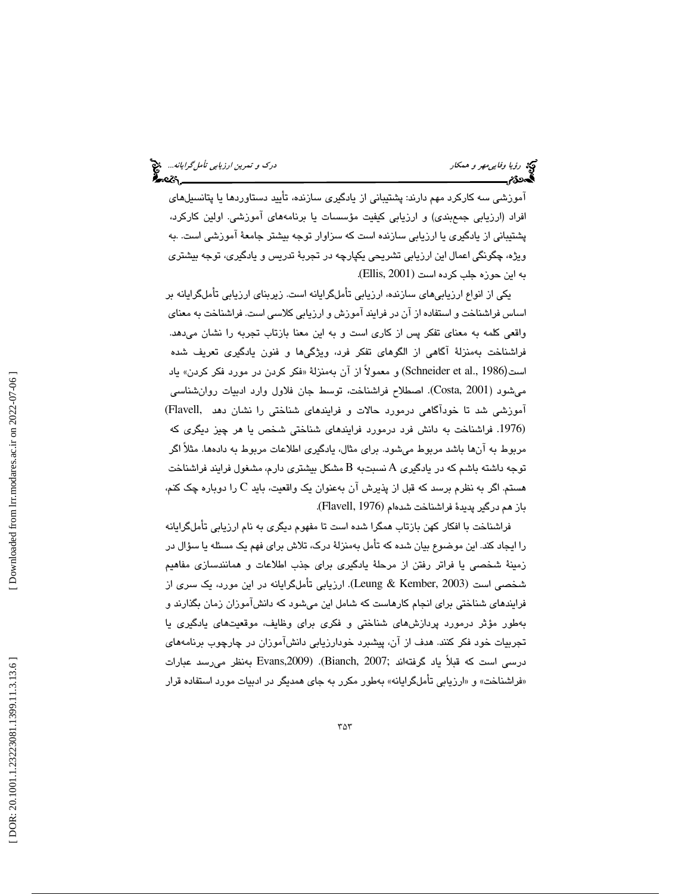آموزشی سه کارکرد مهم دارند: پشتیبانی از یادگیری سازنده، تأیید دستاوردها یا پتانسیل‌های افراد (ارزیابی جمع‌بندی) و ارزیابی کیفیت مؤسسات یا برنامه‌های آموزشی. اولین کارکرد، پشتیبانی از یادگیری یا ارزیابی سازنده است که سزاوار توجه بیشتر جامعهٔ آموزشی است. .به ویژه، چگونگی اعمال این ارزیابی تشریحی یکپارچه در تجربهٔ تدریس و یادگیری، توجه بیشتری به این حوزه جلب کرده است (Ellis, 2001).

یکی از انواع ارزیابی‌های سازنده، ارزیابی تأمل‌گرایانه است. زیربنای ارزیابی تأمل‌گرایانه بر اساس فراشناخت و استفاده از آن در فرایند آموزش و ارزیابی کلاسی است. فراشناخت به معنای واقعی کلمه به معنای تفکر پس از کاری است و به این معنا بازتاب تجربه را نشان می‌دهد. فراشناخت به‌منزلهٔ آگاهی از الگوهای تفکر فرد، ویژگی‌ها و فنون یادگیری تعریف شده است(Schneider et al., 1986) و معمولاً از آن به‌منزلهٔ «فکر کردن در مورد فکر کردن» یاد می‌شود (Costa, 2001). اصطلاح فراشناخت، توسط جان فلاول وارد ادبیات روان‌شناسی آموزشی شد تا خودآگاهی درمورد حالات و فرایندهای شناختی را نشان دهد (Flavell, 1976). فراشناخت به دانش فرد درمورد فرایندهای شناختی شخص یا هر چیز دیگری که مربوط به آن‌ها باشد مربوط می‌شود. برای مثال، یادگیری اطلاعات مربوط به داده‌ها. مثلاً اگر توجه داشته باشم که در یادگیری A نسبت‌به B مشکل بیشتری دارم، مشغول فرایند فراشناخت هستم. اگر به نظرم برسد که قبل از پذیرش آن به‌عنوان یک واقعیت، باید C را دوباره چک کنم، باز هم درگیر پدیدهٔ فراشناخت شده‌ام (Flavell, 1976).

فراشناخت با افکار کهن بازتاب همگرا شده است تا مفهوم دیگری به نام ارزیابی تأمل‌گرایانه را ایجاد کند. این موضوع بیان شده که تأمل به‌منزلهٔ درک، تلاش برای فهم یک مسئله یا سؤال در زمینهٔ شخصی یا فراتر رفتن از مرحلهٔ یادگیری برای جذب اطلاعات و همانندسازی مفاهیم شخصی است (Leung & Kember, 2003). ارزیابی تأمل‌گرایانه در این مورد، یک سری از فرایندهای شناختی برای انجام کارهاست که شامل این می‌شود که دانش‌آموزان زمان بگذارند و به‌طور مؤثر درمورد پردازش‌های شناختی و فکری برای وظایف، موقعیت‌های یادگیری یا تجربیات خود فکر کنند. هدف از آن، پیشبرد خودارزیابی دانش‌آموزان در چارچوب برنامه‌های درسی است که قبلاً یاد گرفته‌اند (Bianch, 2007; Evans,2009). به‌نظر می‌رسد عبارات «فراشناخت» و «ارزیابی تأمل‌گرایانه» به‌طور مکرر به جای همدیگر در ادبیات مورد استفاده قرار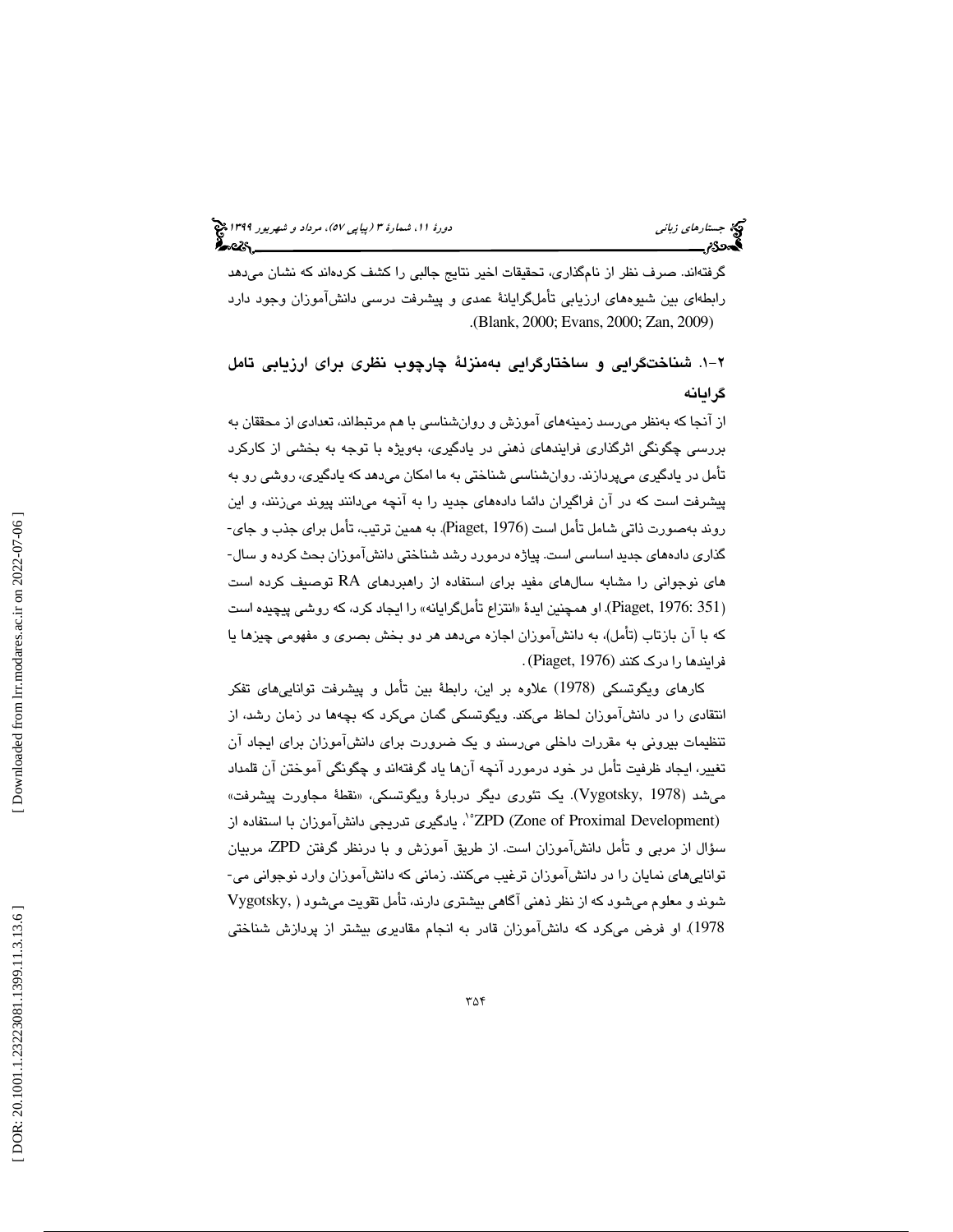گرفته‌اند. صرف نظر از نام‌گذاری، تحقیقات اخیر نتایج جالبی را کشف کرده‌اند که نشان می‌دهد رابطه‌ای بین شیوه‌های ارزیابی تأمل‌گرایانهٔ عمدی و پیشرفت درسی دانش‌آموزان وجود دارد (Blank, 2000; Evans, 2000; Zan, 2009).

## ۲-۱. شناخت‌گرایی و ساختارگرایی به‌منزلهٔ چارچوب نظری برای ارزیابی تامل گرایانه

از آنجا که به‌نظر می‌رسد زمینه‌های آموزش و روان‌شناسی با هم مرتبط‌اند، تعدادی از محققان به بررسی چگونگی اثرگذاری فرایندهای ذهنی در یادگیری، به‌ویژه با توجه به بخشی از کارکرد تأمل در یادگیری می‌پردازند. روان‌شناسی شناختی به ما امکان می‌دهد که یادگیری، روشی رو به پیشرفت است که در آن فراگیران دائما داده‌های جدید را به آنچه می‌دانند پیوند می‌زنند، و این روند به‌صورت ذاتی شامل تأمل است (Piaget, 1976). به همین ترتیب، تأمل برای جذب و جای‌گذاری داده‌های جدید اساسی است. پیاژه درمورد رشد شناختی دانش‌آموزان بحث کرده و سال‌های نوجوانی را مشابه سال‌های مفید برای استفاده از راهبردهای RA توصیف کرده است (Piaget, 1976: 351). او همچنین ایدهٔ «انتزاع تأمل‌گرایانه» را ایجاد کرد، که روشی پیچیده است که با آن بازتاب (تأمل)، به دانش‌آموزان اجازه می‌دهد هر دو بخش بصری و مفهومی چیزها یا فرایندها را درک کنند (Piaget, 1976).

کارهای ویگوتسکی (1978) علاوه بر این، رابطهٔ بین تأمل و پیشرفت توانایی‌های تفکر انتقادی را در دانش‌آموزان لحاظ می‌کند. ویگوتسکی گمان می‌کرد که بچه‌ها در زمان رشد، از تنظیمات بیرونی به مقررات داخلی می‌رسند و یک ضرورت برای دانش‌آموزان برای ایجاد آن تغییر، ایجاد ظرفیت تأمل در خود درمورد آنچه آن‌ها یاد گرفته‌اند و چگونگی آموختن آن قلمداد می‌شد (Vygotsky, 1978). یک تئوری دیگر دربارهٔ ویگوتسکی، «نقطهٔ مجاورت پیشرفت» ZPD (Zone of Proximal Development)[10]، یادگیری تدریجی دانش‌آموزان با استفاده از سؤال از مربی و تأمل دانش‌آموزان است. از طریق آموزش و با درنظر گرفتن ZPD، مربیان توانایی‌های نمایان را در دانش‌آموزان ترغیب می‌کنند. زمانی که دانش‌آموزان وارد نوجوانی می‌شوند و معلوم می‌شود که از نظر ذهنی آگاهی بیشتری دارند، تأمل تقویت می‌شود (Vygotsky, 1978). او فرض می‌کرد که دانش‌آموزان قادر به انجام مقادیری بیشتر از پردازش شناختی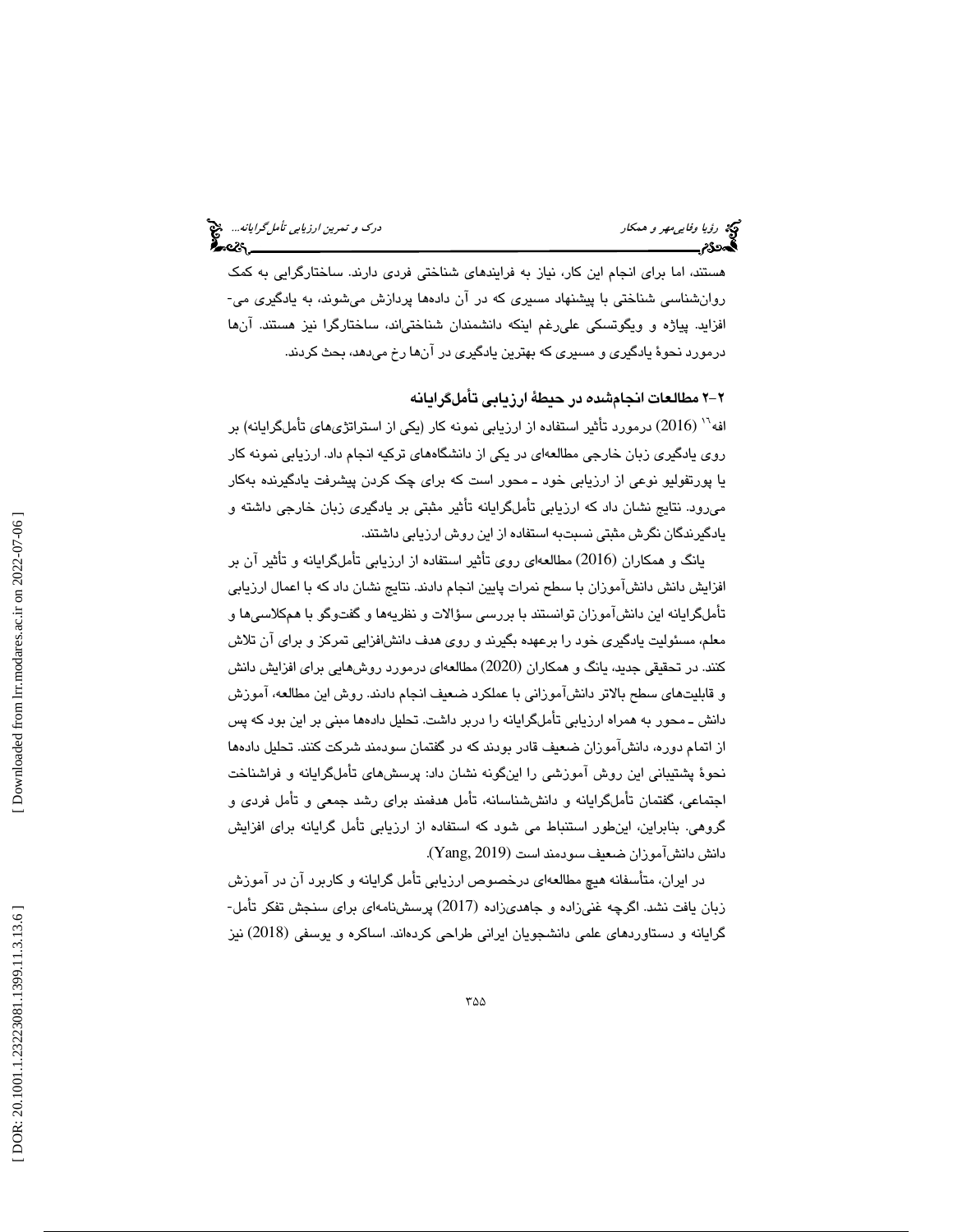هستند، اما برای انجام این کار، نیاز به فرایندهای شناختی فردی دارند. ساختارگرایی به کمک روان‌شناسی شناختی با پیشنهاد مسیری که در آن داده‌ها پردازش می‌شوند، به یادگیری می‌افزاید. پیاژه و ویگوتسکی علی‌رغم اینکه دانشمندان شناختی‌اند، ساختارگرا نیز هستند. آن‌ها درمورد نحوهٔ یادگیری و مسیری که بهترین یادگیری در آن‌ها رخ می‌دهد، بحث کردند.

## ۲-۲ مطالعات انجام‌شده در حیطهٔ ارزیابی تأمل‌گرایانه

افه[16] (2016) درمورد تأثیر استفاده از ارزیابی نمونه کار (یکی از استراتژی‌های تأمل‌گرایانه) بر روی یادگیری زبان خارجی مطالعه‌ای در یکی از دانشگاه‌های ترکیه انجام داد. ارزیابی نمونه کار یا پورتفولیو نوعی از ارزیابی خود ـ محور است که برای چک کردن پیشرفت یادگیرنده به‌کار می‌رود. نتایج نشان داد که ارزیابی تأمل‌گرایانه تأثیر مثبتی بر یادگیری زبان خارجی داشته و یادگیرندگان نگرش مثبتی نسبت‌به استفاده از این روش ارزیابی داشتند.

یانگ و همکاران (2016) مطالعه‌ای روی تأثیر استفاده از ارزیابی تأمل‌گرایانه و تأثیر آن بر افزایش دانش دانش‌آموزان با سطح نمرات پایین انجام دادند. نتایج نشان داد که با اعمال ارزیابی تأمل‌گرایانه این دانش‌آموزان توانستند با بررسی سؤالات و نظریه‌ها و گفت‌وگو با هم‌کلاسی‌ها و معلم، مسئولیت یادگیری خود را برعهده بگیرند و روی هدف دانش‌افزایی تمرکز و برای آن تلاش کنند. در تحقیقی جدید، یانگ و همکاران (2020) مطالعه‌ای درمورد روش‌هایی برای افزایش دانش و قابلیت‌های سطح بالاتر دانش‌آموزانی با عملکرد ضعیف انجام دادند. روش این مطالعه، آموزش دانش ـ محور به همراه ارزیابی تأمل‌گرایانه را دربر داشت. تحلیل داده‌ها مبنی بر این بود که پس از اتمام دوره، دانش‌آموزان ضعیف قادر بودند که در گفتمان سودمند شرکت کنند. تحلیل داده‌ها نحوهٔ پشتیبانی این روش آموزشی را این‌گونه نشان داد: پرسش‌های تأمل‌گرایانه و فراشناخت اجتماعی، گفتمان تأمل‌گرایانه و دانش‌شناسانه، تأمل هدفمند برای رشد جمعی و تأمل فردی و گروهی. بنابراین، این‌طور استنباط می شود که استفاده از ارزیابی تأمل گرایانه برای افزایش دانش دانش‌آموزان ضعیف سودمند است (Yang, 2019).

در ایران، متأسفانه هیچ مطالعه‌ای درخصوص ارزیابی تأمل گرایانه و کاربرد آن در آموزش زبان یافت نشد. اگرچه غنی‌زاده و جاهدی‌زاده (2017) پرسش‌نامه‌ای برای سنجش تفکر تأمل‌گرایانه و دستاوردهای علمی دانشجویان ایرانی طراحی کرده‌اند. اساکره و یوسفی (2018) نیز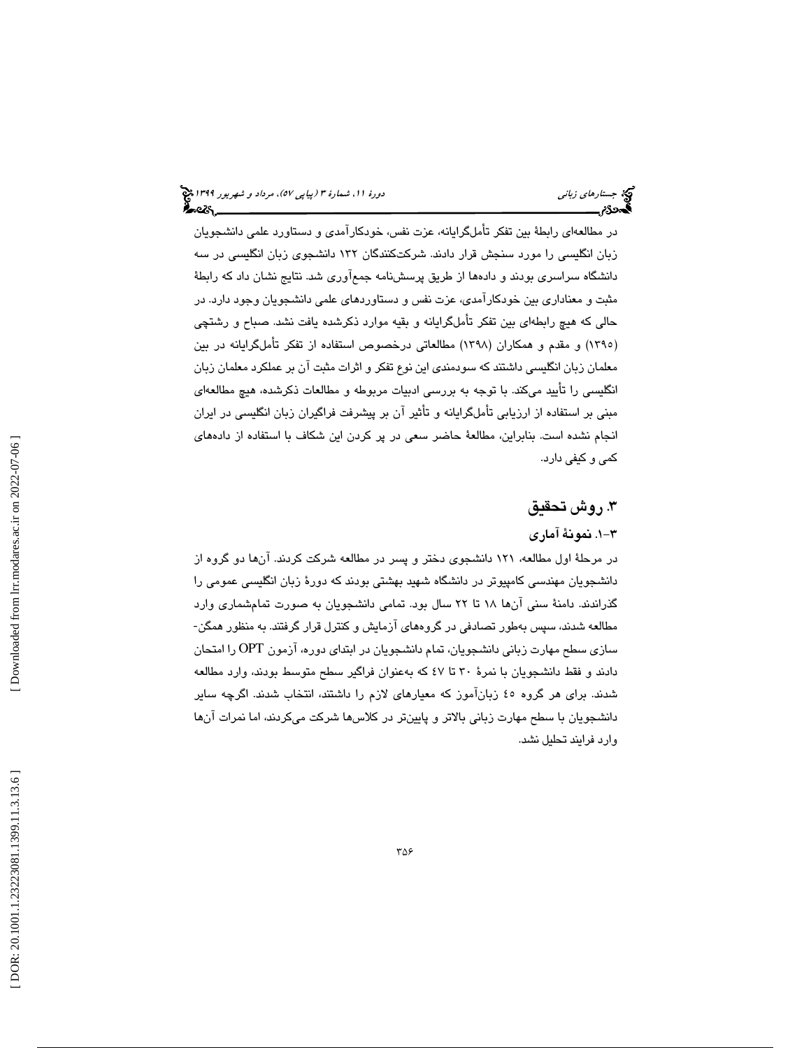در مطالعه‌ای رابطهٔ بین تفکر تأمل‌گرایانه، عزت نفس، خودکارآمدی و دستاورد علمی دانشجویان زبان انگلیسی را مورد سنجش قرار دادند. شرکت‌کنندگان ۱۳۲ دانشجوی زبان انگلیسی در سه دانشگاه سراسری بودند و داده‌ها از طریق پرسش‌نامه جمع‌آوری شد. نتایج نشان داد که رابطهٔ مثبت و معناداری بین خودکارآمدی، عزت نفس و دستاوردهای علمی دانشجویان وجود دارد. در حالی که هیچ رابطه‌ای بین تفکر تأمل‌گرایانه و بقیه موارد ذکرشده یافت نشد. صباح و رشتچی (۱۳۹۵) و مقدم و همکاران (۱۳۹۸) مطالعاتی درخصوص استفاده از تفکر تأمل‌گرایانه در بین معلمان زبان انگلیسی داشتند که سودمندی این نوع تفکر و اثرات مثبت آن بر عملکرد معلمان زبان انگلیسی را تأیید می‌کند. با توجه به بررسی ادبیات مربوطه و مطالعات ذکرشده، هیچ مطالعه‌ای مبنی بر استفاده از ارزیابی تأمل‌گرایانه و تأثیر آن بر پیشرفت فراگیران زبان انگلیسی در ایران انجام نشده است. بنابراین، مطالعهٔ حاضر سعی در پر کردن این شکاف با استفاده از داده‌های کمی و کیفی دارد.

## ۳. روش تحقیق

### ۳-۱. نمونهٔ آماری

در مرحلهٔ اول مطالعه، ۱۲۱ دانشجوی دختر و پسر در مطالعه شرکت کردند. آن‌ها دو گروه از دانشجویان مهندسی کامپیوتر در دانشگاه شهید بهشتی بودند که دورهٔ زبان انگلیسی عمومی را گذراندند. دامنهٔ سنی آن‌ها ۱۸ تا ۲۲ سال بود. تمامی دانشجویان به صورت تمام‌شماری وارد مطالعه شدند، سپس به‌طور تصادفی در گروه‌های آزمایش و کنترل قرار گرفتند. به منظور همگن‌سازی سطح مهارت زبانی دانشجویان، تمام دانشجویان در ابتدای دوره، آزمون OPT را امتحان دادند و فقط دانشجویان با نمرهٔ ۳۰ تا ۴۷ که به‌عنوان فراگیر سطح متوسط بودند، وارد مطالعه شدند. برای هر گروه ٤٥ زبان‌آموز که معیارهای لازم را داشتند، انتخاب شدند. اگرچه سایر دانشجویان با سطح مهارت زبانی بالاتر و پایین‌تر در کلاس‌ها شرکت می‌کردند، اما نمرات آن‌ها وارد فرایند تحلیل نشد.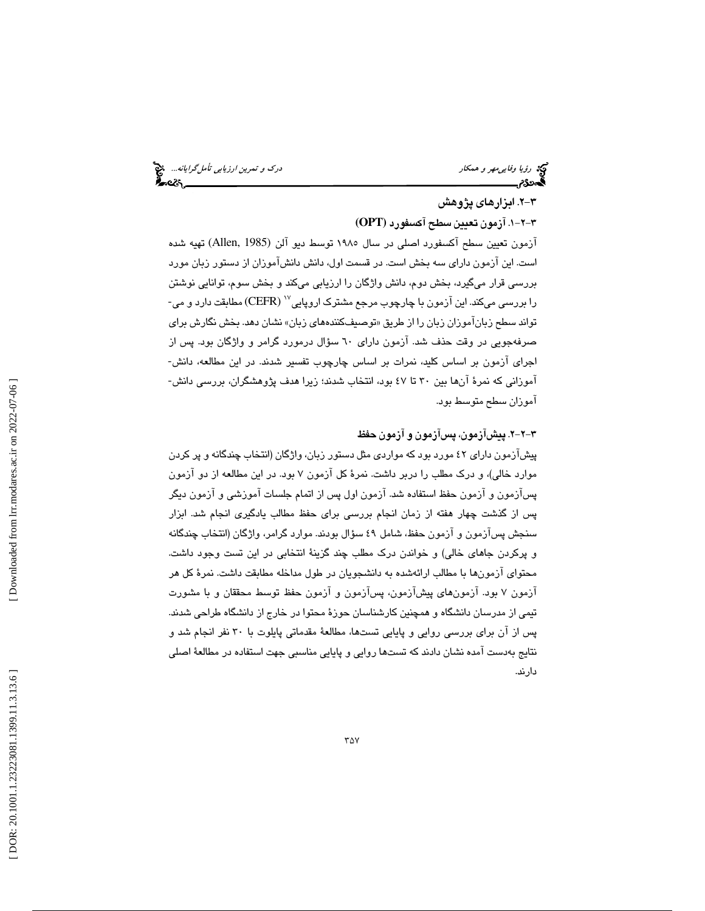## ۳-۲. ابزارهای پژوهش

### ۳-۲-۱. آزمون تعیین سطح آکسفورد (OPT)

آزمون تعیین سطح آکسفورد اصلی در سال ۱۹۸۵ توسط دیو آلن (Allen, 1985) تهیه شده است. این آزمون دارای سه بخش است. در قسمت اول، دانش دانش‌آموزان از دستور زبان مورد بررسی قرار می‌گیرد، بخش دوم، دانش واژگان را ارزیابی می‌کند و بخش سوم، توانایی نوشتن را بررسی می‌کند. این آزمون با چارچوب مرجع مشترک اروپایی[۱۷] (CEFR) مطابقت دارد و می‌تواند سطح زبان‌آموزان زبان را از طریق «توصیف‌کننده‌های زبان» نشان دهد. بخش نگارش برای صرفه‌جویی در وقت حذف شد. آزمون دارای ٦٠ سؤال درمورد گرامر و واژگان بود. پس از اجرای آزمون بر اساس کلید، نمرات بر اساس چارچوب تفسیر شدند. در این مطالعه، دانش‌آموزانی که نمرهٔ آن‌ها بین ۳۰ تا ٤٧ بود، انتخاب شدند؛ زیرا هدف پژوهشگران، بررسی دانش‌آموزان سطح متوسط بود.

### ۳-۲-۲. پیش‌آزمون، پس‌آزمون و آزمون حفظ

پیش‌آزمون دارای ٤٢ مورد بود که مواردی مثل دستور زبان، واژگان (انتخاب چندگانه و پر کردن موارد خالی)، و درک مطلب را دربر داشت. نمرهٔ کل آزمون ۷ بود. در این مطالعه از دو آزمون پس‌آزمون و آزمون حفظ استفاده شد. آزمون اول پس از اتمام جلسات آموزشی و آزمون دیگر پس از گذشت چهار هفته از زمان انجام بررسی برای حفظ مطالب یادگیری انجام شد. ابزار سنجش پس‌آزمون و آزمون حفظ، شامل ٤٩ سؤال بودند. موارد گرامر، واژگان (انتخاب چندگانه و پرکردن جاهای خالی) و خواندن درک مطلب چند گزینهٔ انتخابی در این تست وجود داشت. محتوای آزمون‌ها با مطالب ارائه‌شده به دانشجویان در طول مداخله مطابقت داشت. نمرهٔ کل هر آزمون ۷ بود. آزمون‌های پیش‌آزمون، پس‌آزمون و آزمون حفظ توسط محققان و با مشورت تیمی از مدرسان دانشگاه و همچنین کارشناسان حوزهٔ محتوا در خارج از دانشگاه طراحی شدند. پس از آن برای بررسی روایی و پایایی تست‌ها، مطالعهٔ مقدماتی پایلوت با ۳۰ نفر انجام شد و نتایج به‌دست آمده نشان دادند که تست‌ها روایی و پایایی مناسبی جهت استفاده در مطالعهٔ اصلی دارند.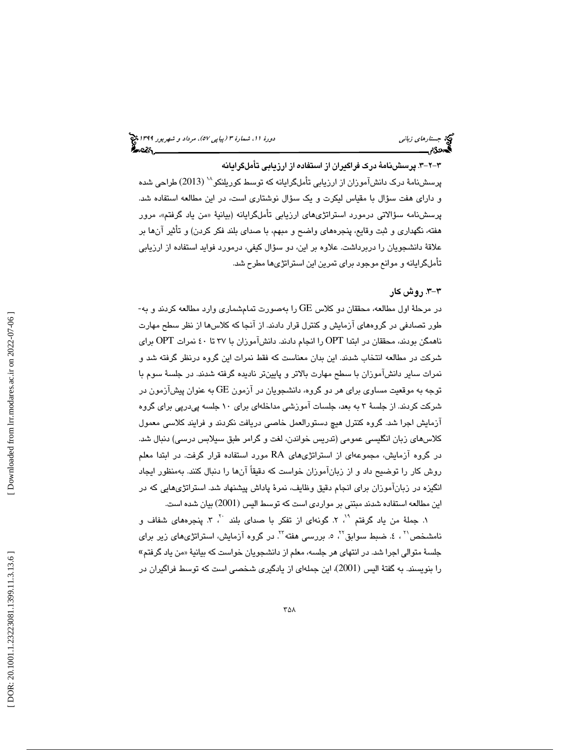### ۳-۲-۳. پرسش‌نامهٔ درک فراگیران از استفاده از ارزیابی تأمل‌گرایانه

پرسش‌نامهٔ درک دانش‌آموزان از ارزیابی تأمل‌گرایانه که توسط کوریلنکو[۱۸] (2013) طراحی شده و دارای هفت سؤال با مقیاس لیکرت و یک سؤال نوشتاری است، در این مطالعه استفاده شد. پرسش‌نامه سؤالاتی درمورد استراتژی‌های ارزیابی تأمل‌گرایانه (بیانیهٔ «من یاد گرفتم»، مرور هفته، نگهداری و ثبت وقایع، پنجره‌های واضح و مبهم، با صدای بلند فکر کردن) و تأثیر آن‌ها بر علاقهٔ دانشجویان را دربرداشت. علاوه بر این، دو سؤال کیفی، درمورد فواید استفاده از ارزیابی تأمل‌گرایانه و موانع موجود برای تمرین این استراتژی‌ها مطرح شد.

## ۳-۳. روش کار

در مرحلهٔ اول مطالعه، محققان دو کلاس GE را به‌صورت تمام‌شماری وارد مطالعه کردند و به‌طور تصادفی در گروه‌های آزمایش و کنترل قرار دادند. از آنجا که کلاس‌ها از نظر سطح مهارت ناهمگن بودند، محققان در ابتدا OPT را انجام دادند. دانش‌آموزان با ۳۷ تا ٤٠ نمرات OPT برای شرکت در مطالعه انتخاب شدند. این بدان معناست که فقط نمرات این گروه درنظر گرفته شد و نمرات سایر دانش‌آموزان با سطح مهارت بالاتر و پایین‌تر نادیده گرفته شدند. در جلسهٔ سوم با توجه به موقعیت مساوی برای هر دو گروه، دانشجویان در آزمون GE به عنوان پیش‌آزمون در شرکت کردند. از جلسهٔ ۳ به بعد، جلسات آموزشی مداخله‌ای برای ۱۰ جلسه پی‌درپی برای گروه آزمایش اجرا شد. گروه کنترل هیچ دستورالعمل خاصی دریافت نکردند و فرایند کلاسی معمول کلاس‌های زبان انگلیسی عمومی (تدریس خواندن، لغت و گرامر طبق سیلابس درسی) دنبال شد. در گروه آزمایش، مجموعه‌ای از استراتژی‌های RA مورد استفاده قرار گرفت. در ابتدا معلم روش کار را توضیح داد و از زبان‌آموزان خواست که دقیقاً آن‌ها را دنبال کنند. به‌منظور ایجاد انگیزه در زبان‌آموزان برای انجام دقیق وظایف، نمرهٔ پاداش پیشنهاد شد. استراتژی‌هایی که در این مطالعه استفاده شدند مبتنی بر مواردی است که توسط الیس (2001) بیان شده است.

۱. جملهٔ من یاد گرفتم [۱۹]، ۲. گونه‌ای از تفکر با صدای بلند [۲۰]، ۳. پنجره‌های شفاف و نامشخص[۲۱] ، ٤. ضبط سوابق[۲۲]، ٥. بررسی هفته[۲۳]. در گروه آزمایش، استراتژی‌های زیر برای جلسهٔ متوالی اجرا شد. در انتهای هر جلسه، معلم از دانشجویان خواست که بیانیهٔ «من یاد گرفتم» را بنویسند. به گفتهٔ الیس (2001)، این جمله‌ای از یادگیری شخصی است که توسط فراگیران در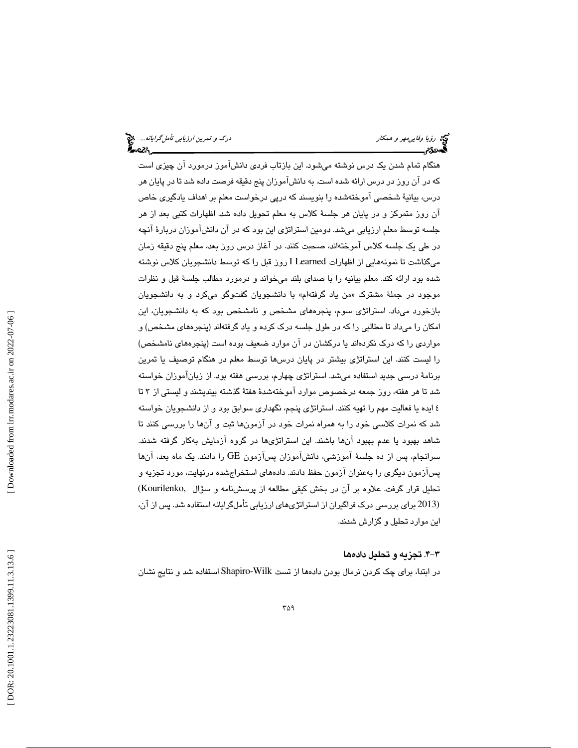هنگام تمام شدن یک درس نوشته می‌شود. این بازتاب فردی دانش‌آموز درمورد آن چیزی است که در آن روز در درس ارائه شده است. به دانش‌آموزان پنج دقیقه فرصت داده شد تا در پایان هر درس، بیانیهٔ شخصی آموخته‌شده را بنویسند که درپی درخواست معلم بر اهداف یادگیری خاص آن روز متمرکز و در پایان هر جلسهٔ کلاس به معلم تحویل داده شد. اظهارات کتبی بعد از هر جلسه توسط معلم ارزیابی می‌شد. دومین استراتژی این بود که در آن دانش‌آموزان دربارهٔ آنچه در طی یک جلسه کلاس آموخته‌اند، صحبت کنند. در آغاز درس روز بعد، معلم پنج دقیقه زمان می‌گذاشت تا نمونه‌هایی از اظهارات I Learned روز قبل را که توسط دانشجویان کلاس نوشته شده بود ارائه کند. معلم بیانیه را با صدای بلند می‌خواند و درمورد مطالب جلسهٔ قبل و نظرات موجود در جملهٔ مشترک «من یاد گرفته‌ام» با دانشجویان گفت‌وگو می‌کرد و به دانشجویان بازخورد می‌داد. استراتژی سوم، پنجره‌های مشخص و نامشخص بود که به دانشجویان، این امکان را می‌داد تا مطالبی را که در طول جلسه درک کرده و یاد گرفته‌اند (پنجره‌های مشخص) و مواردی را که درک نکرده‌اند یا درکشان در آن موارد ضعیف بوده است (پنجره‌های نامشخص) را لیست کنند. این استراتژی بیشتر در پایان درس‌ها توسط معلم در هنگام توصیف یا تمرین برنامهٔ درسی جدید استفاده می‌شد. استراتژی چهارم، بررسی هفته بود. از زبان‌آموزان خواسته شد تا هر هفته، روز جمعه درخصوص موارد آموخته‌شدهٔ هفتهٔ گذشته بیندیشند و لیستی از ۳ تا ٤ ایده یا فعالیت مهم را تهیه کنند. استراتژی پنجم، نگهداری سوابق بود و از دانشجویان خواسته شد که نمرات کلاسی خود را به همراه نمرات خود در آزمون‌ها ثبت و آن‌ها را بررسی کنند تا شاهد بهبود یا عدم بهبود آن‌ها باشند. این استراتژی‌ها در گروه آزمایش به‌کار گرفته شدند. سرانجام، پس از ده جلسهٔ آموزشی، دانش‌آموزان پس‌آزمون GE را دادند. یک ماه بعد، آن‌ها پس‌آزمون دیگری را به‌عنوان آزمون حفظ دادند. داده‌های استخراج‌شده درنهایت، مورد تجزیه و تحلیل قرار گرفت. علاوه بر آن در بخش کیفی مطالعه از پرسش‌نامه و سؤال (Kourilenko, 2013) برای بررسی درک فراگیران از استراتژی‌های ارزیابی تأمل‌گرایانه استفاده شد. پس از آن، این موارد تحلیل و گزارش شدند.

### ۳-۴. تجزیه و تحلیل داده‌ها

در ابتدا، برای چک کردن نرمال بودن داده‌ها از تست Shapiro-Wilk استفاده شد و نتایج نشان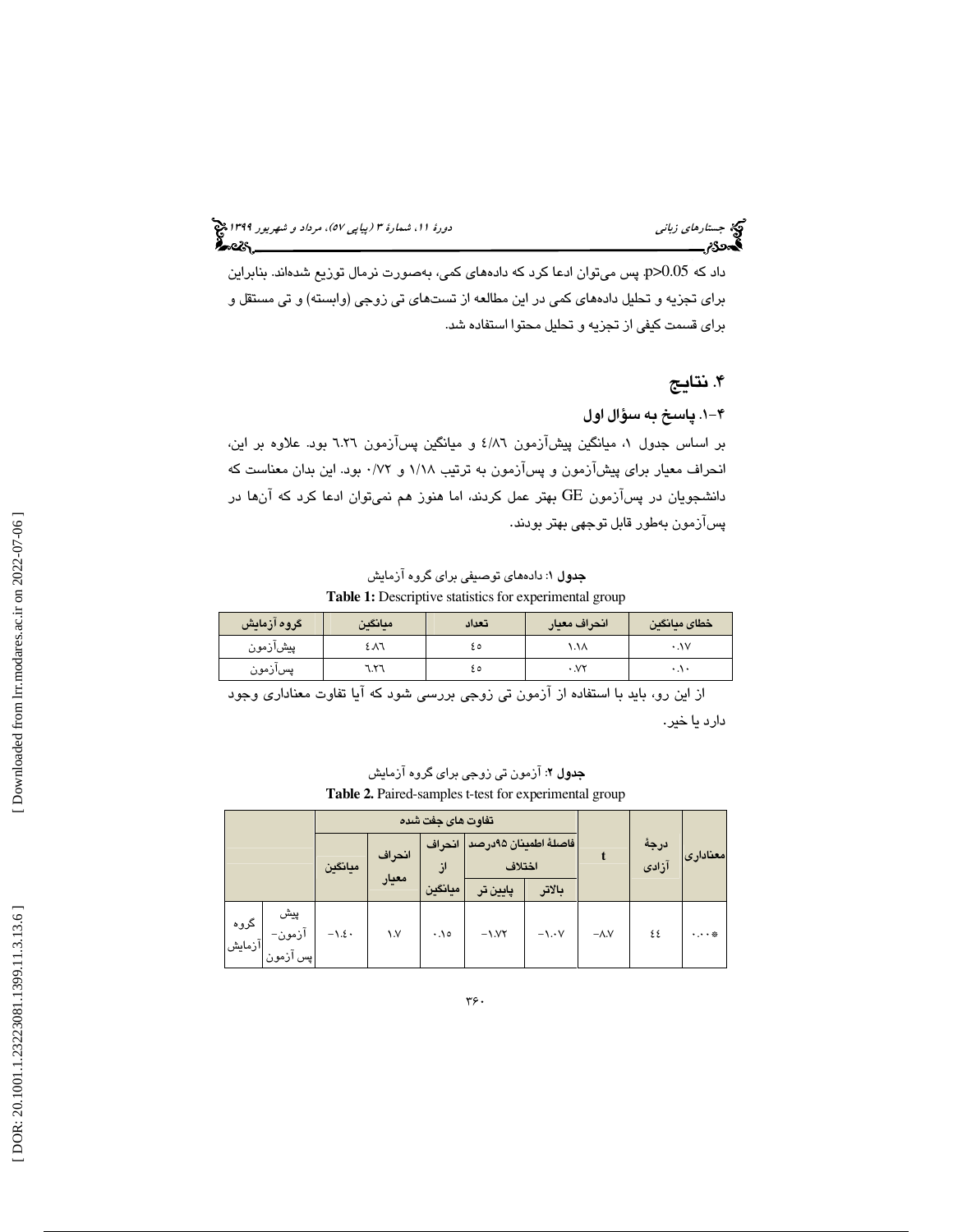داد که p>0.05. پس می‌توان ادعا کرد که داده‌های کمی، به‌صورت نرمال توزیع شده‌اند. بنابراین برای تجزیه و تحلیل داده‌های کمی در این مطالعه از تست‌های تی زوجی (وابسته) و تی مستقل و برای قسمت کیفی از تجزیه و تحلیل محتوا استفاده شد.

## ۴. نتایج

### ۴-۱. پاسخ به سؤال اول

بر اساس جدول ۱، میانگین پیش‌آزمون ٤/٨٦ و میانگین پس‌آزمون ٦.٢٦ بود. علاوه بر این، انحراف معیار برای پیش‌آزمون و پس‌آزمون به ترتیب ۱/۱۸ و ۰/۷۲ بود. این بدان معناست که دانشجویان در پس‌آزمون GE بهتر عمل کردند، اما هنوز هم نمی‌توان ادعا کرد که آن‌ها در پس‌آزمون به‌طور قابل توجهی بهتر بودند.

**جدول** ۱: داده‌های توصیفی برای گروه آزمایش

**Table 1:** Descriptive statistics for experimental group

| گروه آزمایش | میانگین | تعداد | انحراف معیار | خطای میانگین |
|---|---|---|---|---|
| پیش‌آزمون | ٤.٨٦ | ٤٥ | ١.١٨ | ٠.١٧ |
| پس‌آزمون | ٦.٢٦ | ٤٥ | ٠.٧٢ | ٠.١٠ |

از این رو، باید با استفاده از آزمون تی زوجی بررسی شود که آیا تفاوت معناداری وجود دارد یا خیر.

**جدول** ۲: آزمون تی زوجی برای گروه آزمایش

**Table 2.** Paired-samples t-test for experimental group

| | | تفاوت های جفت شده | | | | | t | درجهٔ آزادی | معناداری |
|---|---|---|---|---|---|---|---|---|---|
| | | میانگین | انحراف معیار | انحراف از میانگین | فاصلهٔ اطمینان ۹۵درصد اختلاف | | | | |
| | | | | | پایین تر | بالاتر | | | |
| گروه آزمایش | پیش آزمون- پس آزمون | -١.٤٠ | ١.٧ | ٠.١٥ | -١.٧٢ | -١.٠٧ | -٨.٧ | ٤٤ | ٠.٠٠٠* |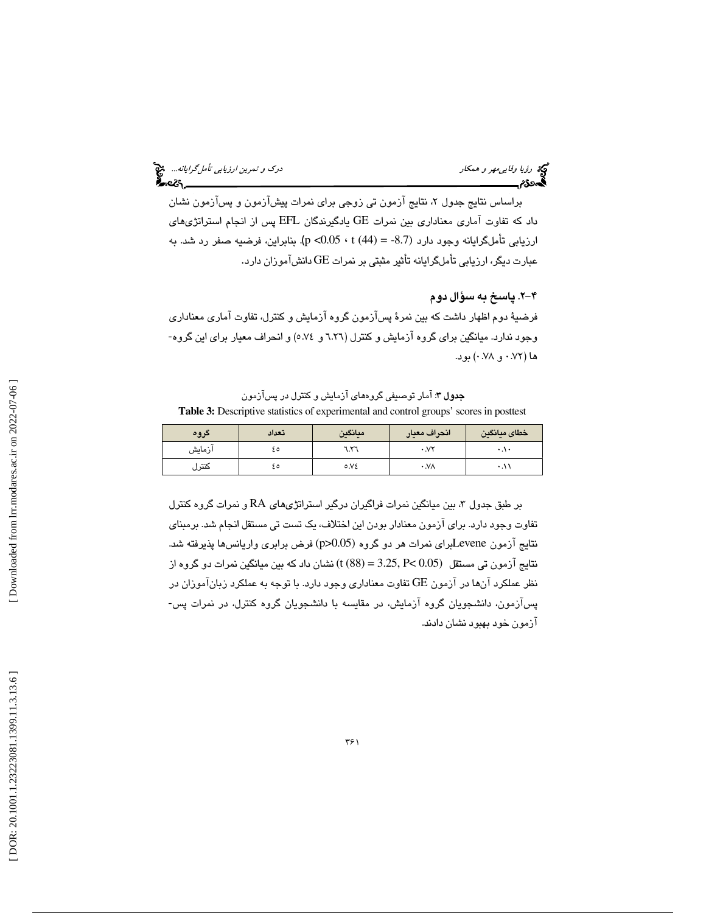براساس نتایج جدول ۲، نتایج آزمون تی زوجی برای نمرات پیش‌آزمون و پس‌آزمون نشان داد که تفاوت آماری معناداری بین نمرات GE یادگیرندگان EFL پس از انجام استراتژی‌های ارزیابی تأمل‌گرایانه وجود دارد ($t (44) = -8.7$ ، $p < 0.05$). بنابراین، فرضیه صفر رد شد. به عبارت دیگر، ارزیابی تأمل‌گرایانه تأثیر مثبتی بر نمرات GE دانش‌آموزان دارد.

### ۴-۲. پاسخ به سؤال دوم

فرضیهٔ دوم اظهار داشت که بین نمرهٔ پس‌آزمون گروه آزمایش و کنترل، تفاوت آماری معناداری وجود ندارد. میانگین برای گروه آزمایش و کنترل (٦.٢٦ و ٥.٧٤) و انحراف معیار برای این گروه‌ها (٠.٧٢ و ٠.٧٨) بود.

**جدول ۳**: آمار توصیفی گروه‌های آزمایش و کنترل در پس‌آزمون

**Table 3:** Descriptive statistics of experimental and control groups' scores in posttest

| گروه | تعداد | میانگین | انحراف معیار | خطای میانگین |
|---|---|---|---|---|
| آزمایش | ٤٥ | ٦.٢٦ | ٠.٧٢ | ٠.١٠ |
| کنترل | ٤٥ | ٥.٧٤ | ٠.٧٨ | ٠.١١ |

بر طبق جدول ۳، بین میانگین نمرات فراگیران درگیر استراتژی‌های RA و نمرات گروه کنترل تفاوت وجود دارد. برای آزمون معنادار بودن این اختلاف، یک تست تی مستقل انجام شد. برمبنای نتایج آزمون Leveneبرای نمرات هر دو گروه ($p>0.05$) فرض برابری واریانس‌ها پذیرفته شد. نتایج آزمون تی مستقل ($t (88) = 3.25, P< 0.05$) نشان داد که بین میانگین نمرات دو گروه از نظر عملکرد آن‌ها در آزمون GE تفاوت معناداری وجود دارد. با توجه به عملکرد زبان‌آموزان در پس‌آزمون، دانشجویان گروه آزمایش، در مقایسه با دانشجویان گروه کنترل، در نمرات پس‌آزمون خود بهبود نشان دادند.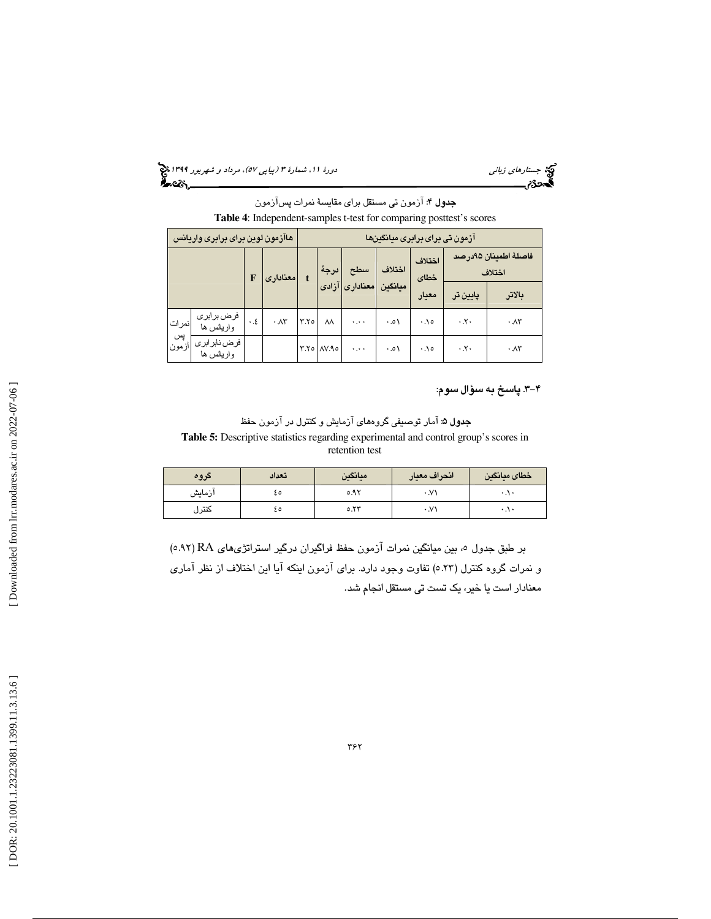**جدول ۴**: آزمون تی مستقل برای مقایسهٔ نمرات پس‌آزمون

**Table 4**: Independent-samples t-test for comparing posttest's scores

| | | هاآزمون لوین برای برابری واریانس | | آزمون تی برای برابری میانگین‌ها | | | | | | |
|---|---|---|---|---|---|---|---|---|---|---|
| | | F | معناداری | t | درجهٔ آزادی | سطح معناداری | اختلاف میانگین | اختلاف خطای معیار | فاصلهٔ اطمینان ۹۵درصد اختلاف | |
| | | | | | | | | | پایین‌تر | بالاتر |
| نمرات پس آزمون | فرض برابری واریانس ها | ۰.٤ | ۰.۸۳ | ۳.۲۵ | ۸۸ | ۰.۰۰ | ۰.۵۱ | ۰.۱۵ | ۰.۲۰ | ۰.۸۳ |
| | فرض نابرابری واریانس ها | | | ۳.۲۵ | ۸۷.۹۵ | ۰.۰۰ | ۰.۵۱ | ۰.۱۵ | ۰.۲۰ | ۰.۸۳ |

۴-۳. **پاسخ به سؤال سوم:**

**جدول ۵**: آمار توصیفی گروه‌های آزمایش و کنترل در آزمون حفظ

**Table 5:** Descriptive statistics regarding experimental and control group's scores in retention test

| گروه | تعداد | میانگین | انحراف معیار | خطای میانگین |
|---|---|---|---|---|
| آزمایش | ٤٥ | ٥.٩٢ | ۰.۷۱ | ۰.۱۰ |
| کنترل | ٤٥ | ٥.٢٣ | ۰.۷۱ | ۰.۱۰ |

بر طبق جدول ۵، بین میانگین نمرات آزمون حفظ فراگیران درگیر استراتژی‌های RA (۵.۹۲) و نمرات گروه کنترل (۵.۲۳) تفاوت وجود دارد. برای آزمون اینکه آیا این اختلاف از نظر آماری معنادار است یا خیر، یک تست تی مستقل انجام شد.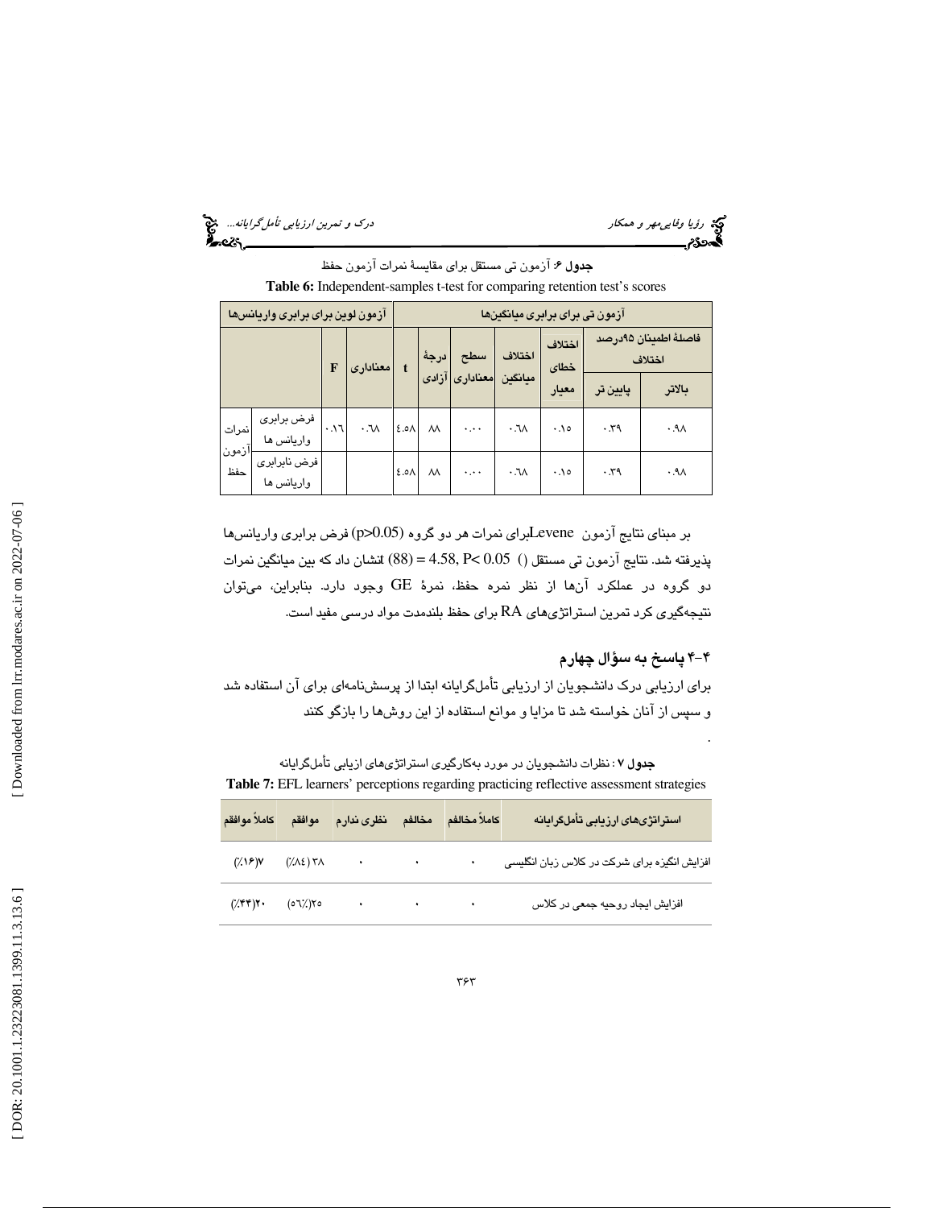**جدول ۶**: آزمون تی مستقل برای مقایسهٔ نمرات آزمون حفظ

**Table 6:** Independent-samples t-test for comparing retention test's scores

| | | آزمون لوین برای برابری واریانس‌ها | | آزمون تی برای برابری میانگین‌ها | | | | | | |
|---|---|---|---|---|---|---|---|---|---|---|
| | | F | معناداری | t | درجهٔ آزادی | سطح معناداری | اختلاف میانگین | اختلاف خطای معیار | فاصلهٔ اطمینان ۹۵درصد اختلاف | |
| | | | | | | | | | پایین تر | بالاتر |
| نمرات آزمون حفظ | فرض برابری واریانس ها | ۰.۱۶ | ۰.۶۸ | ۴.۵۸ | ۸۸ | ۰.۰۰ | ۰.۶۸ | ۰.۱۵ | ۰.۳۹ | ۰.۹۸ |
| | فرض نابرابری واریانس ها | | | ۴.۵۸ | ۸۸ | ۰.۰۰ | ۰.۶۸ | ۰.۱۵ | ۰.۳۹ | ۰.۹۸ |

بر مبنای نتایج آزمون Leveneبرای نمرات هر دو گروه (p>0.05) فرض برابری واریانس‌ها پذیرفته شد. نتایج آزمون تی مستقل () $0.05 >4.58, P = (88)$ نشان داد که بین میانگین نمرات دو گروه در عملکرد آن‌ها از نظر نمره حفظ، نمرهٔ GE وجود دارد. بنابراین، می‌توان نتیجه‌گیری کرد تمرین استراتژی‌های RA برای حفظ بلندمدت مواد درسی مفید است.

## ۴-۴ پاسخ به سؤال چهارم

برای ارزیابی درک دانشجویان از ارزیابی تأمل‌گرایانه ابتدا از پرسش‌نامه‌ای برای آن استفاده شد و سپس از آنان خواسته شد تا مزایا و موانع استفاده از این روش‌ها را بازگو کنند

.

**جدول ۷** : نظرات دانشجویان در مورد به‌کارگیری استراتژی‌های ازیابی تأمل‌گرایانه

**Table 7:** EFL learners' perceptions regarding practicing reflective assessment strategies

| استراتژی‌های ارزیابی تأمل‌گرایانه | کاملاً مخالفم | مخالفم | نظری ندارم | موافقم | کاملاً موافقم |
|---|---|---|---|---|---|
| افزایش انگیزه برای شرکت در کلاس زبان انگلیسی | ۰ | ۰ | ۰ | ۳۸ (٪۸۴) | (٪۱۶)۷ |
| افزایش ایجاد روحیه جمعی در کلاس | ۰ | ۰ | ۰ | (٪۵۶)۲۵ | (٪۴۴)۲۰ |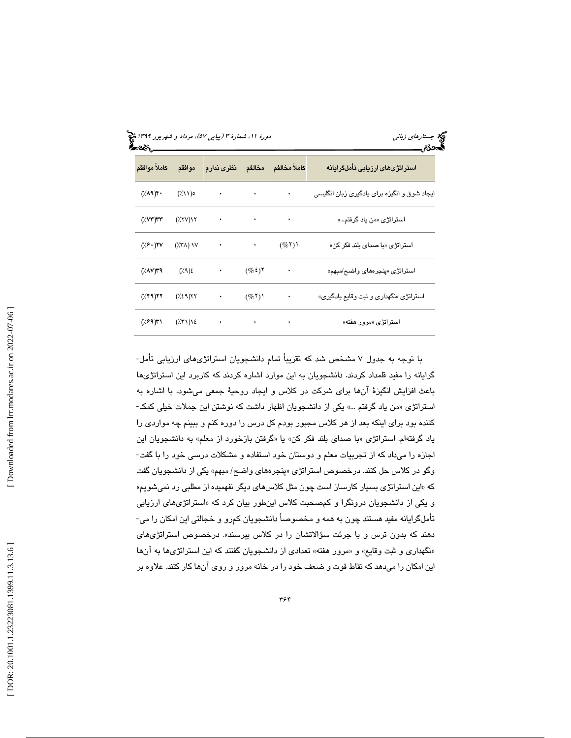| استراتژی‌های ارزیابی تأمل‌گرایانه | کاملاً مخالفم | مخالفم | نظری ندارم | موافقم | کاملاً موافقم |
|---|---|---|---|---|---|
| ایجاد شوق و انگیزه برای یادگیری زبان انگلیسی | ٠ | ٠ | ٠ | (٪١١)٥ | (٪٨٩)۴٠ |
| استراتژی «من یاد گرفتم...» | ٠ | ٠ | ٠ | (٪٢٧)١٢ | (٪٧٣)٣٣ |
| استراتژی «با صدای بلند فکر کن» | (%٢)١ | ٠ | ٠ | (٪٣٨) ١٧ | (٪۶٠)٢٧ |
| استراتژی «پنجره‌های واضح/مبهم» | ٠ | (%٤)٢ | ٠ | (٪٩)٤ | (٪٨٧)٣٩ |
| استراتژی «نگهداری و ثبت وقایع یادگیری» | ٠ | (%٢)١ | ٠ | (٪٤٩)٢٢ | (٪۴٩)٢٢ |
| استراتژی «مرور هفته» | ٠ | ٠ | ٠ | (٪٣١)١٤ | (٪۶٩)٣١ |

با توجه به جدول ۷ مشخص شد که تقریباً تمام دانشجویان استراتژی‌های ارزیابی تأمل‌گرایانه را مفید قلمداد کردند. دانشجویان به این موارد اشاره کردند که کاربرد این استراتژی‌ها باعث افزایش انگیزهٔ آن‌ها برای شرکت در کلاس و ایجاد روحیهٔ جمعی می‌شود. با اشاره به استراتژی «من یاد گرفتم ...» یکی از دانشجویان اظهار داشت که نوشتن این جملات خیلی کمک‌کننده بود برای اینکه بعد از هر کلاس مجبور بودم کل درس را دوره کنم و ببینم چه مواردی را یاد گرفته‌ام. استراتژی «با صدای بلند فکر کن» یا «گرفتن بازخورد از معلم» به دانشجویان این اجازه را می‌داد که از تجربیات معلم و دوستان خود استفاده و مشکلات درسی خود را با گفت‌وگو در کلاس حل کنند. درخصوص استراتژی «پنجره‌های واضح/ مبهم» یکی از دانشجویان گفت که «این استراتژی بسیار کارساز است چون مثل کلاس‌های دیگر نفهمیده از مطلبی رد نمی‌شویم» و یکی از دانشجویان درونگرا و کم‌صحبت کلاس این‌طور بیان کرد که «استراتژی‌های ارزیابی تأمل‌گرایانه مفید هستند چون به همه و مخصوصاً دانشجویان کم‌رو و خجالتی این امکان را می‌دهند که بدون ترس و با جرئت سؤالاتشان را در کلاس بپرسند». درخصوص استراتژی‌های «نگهداری و ثبت وقایع» و «مرور هفته» تعدادی از دانشجویان گفتند که این استراتژی‌ها به آن‌ها این امکان را می‌دهد که نقاط قوت و ضعف خود را در خانه مرور و روی آن‌ها کار کنند. علاوه بر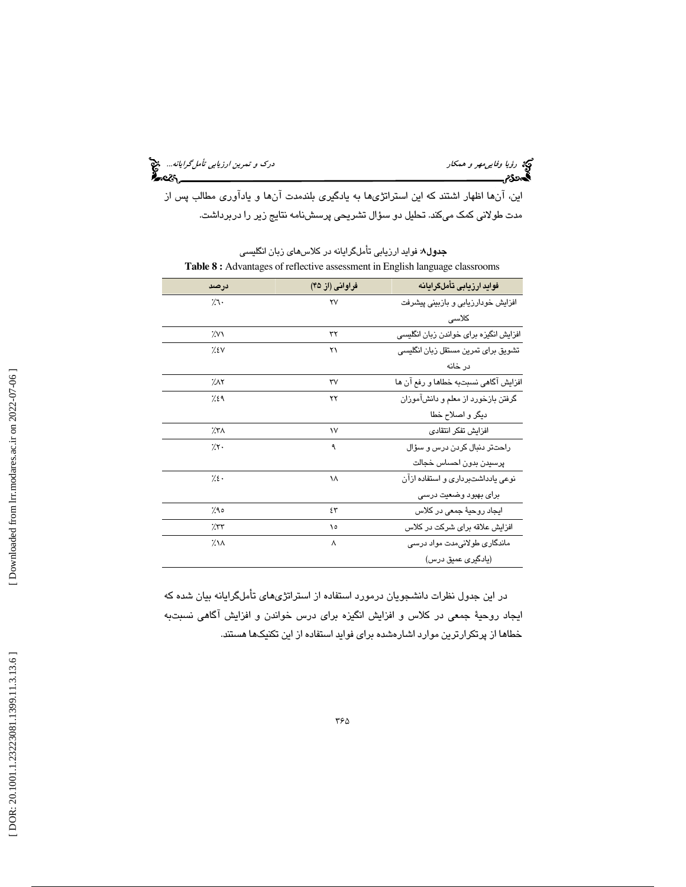این، آن‌ها اظهار اشتند که این استراتژی‌ها به یادگیری بلندمدت آن‌ها و یادآوری مطالب پس از مدت طولانی کمک می‌کند. تحلیل دو سؤال تشریحی پرسش‌نامه نتایج زیر را دربرداشت.

**جدول۸:** فواید ارزیابی تأمل‌گرایانه در کلاس‌های زبان انگلیسی

**Table 8 :** Advantages of reflective assessment in English language classrooms

| فواید ارزیابی تأمل‌گرایانه | فراوانی (از ۴۵) | درصد |
|---|---|---|
| افزایش خودارزیابی و بازبینی پیشرفت کلاسی | ۲۷ | ٪۶۰ |
| افزایش انگیزه برای خواندن زبان انگلیسی | ۳۲ | ٪۷۱ |
| تشویق برای تمرین مستقل زبان انگلیسی در خانه | ۲۱ | ٪۴۷ |
| افزایش آگاهی نسبت‌به خطاها و رفع آن ها | ۳۷ | ٪۸۲ |
| گرفتن بازخورد از معلم و دانش‌آموزان دیگر و اصلاح خطا | ۲۲ | ٪۴۹ |
| افزایش تفکر انتقادی | ۱۷ | ٪۳۸ |
| راحت‌تر دنبال کردن درس و سؤال پرسیدن بدون احساس خجالت | ۹ | ٪۲۰ |
| نوعی یادداشت‌برداری و استفاده ازآن برای بهبود وضعیت درسی | ۱۸ | ٪۴۰ |
| ایجاد روحیهٔ جمعی در کلاس | ۴۳ | ٪۹۵ |
| افزایش علاقه برای شرکت در کلاس | ۱۵ | ٪۳۳ |
| ماندگاری طولانی‌مدت مواد درسی (یادگیری عمیق درس) | ۸ | ٪۱۸ |

در این جدول نظرات دانشجویان درمورد استفاده از استراتژی‌های تأمل‌گرایانه بیان شده که ایجاد روحیهٔ جمعی در کلاس و افزایش انگیزه برای درس خواندن و افزایش آگاهی نسبت‌به خطاها از پرتکرارترین موارد اشاره‌شده برای فواید استفاده از این تکنیک‌ها هستند.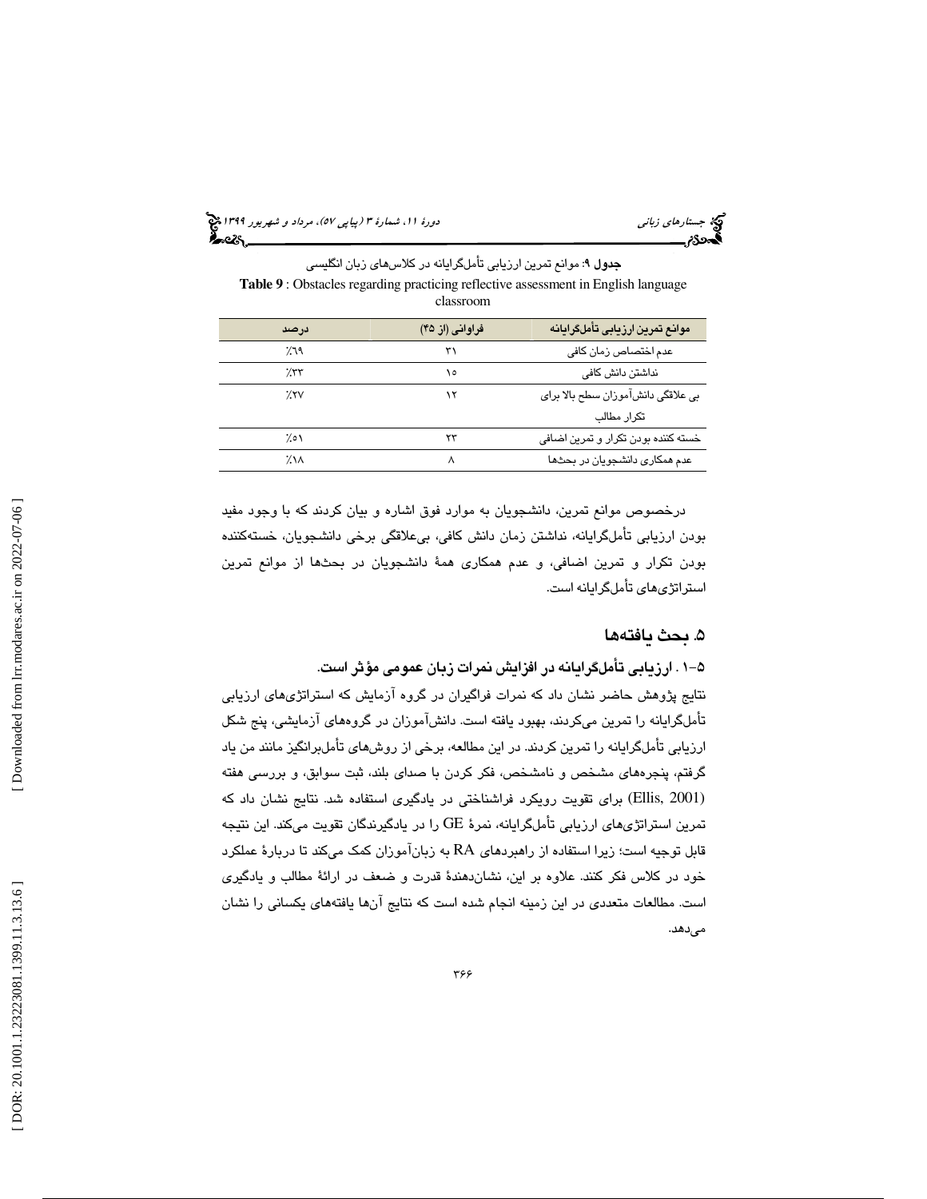**جدول ۹**: موانع تمرین ارزیابی تأمل‌گرایانه در کلاس‌های زبان انگلیسی

**Table 9** : Obstacles regarding practicing reflective assessment in English language classroom

| موانع تمرین ارزیابی تأمل‌گرایانه | فراوانی (از ۴۵) | درصد |
|---|---|---|
| عدم اختصاص زمان کافی | ۳۱ | ٪۶۹ |
| نداشتن دانش کافی | ۱۵ | ٪۳۳ |
| بی علاقگی دانش‌آموزان سطح بالا برای تکرار مطالب | ۱۲ | ٪۲۷ |
| خسته کننده بودن تکرار و تمرین اضافی | ۲۳ | ٪۵۱ |
| عدم همکاری دانشجویان در بحث‌ها | ۸ | ٪۱۸ |

درخصوص موانع تمرین، دانشجویان به موارد فوق اشاره و بیان کردند که با وجود مفید بودن ارزیابی تأمل‌گرایانه، نداشتن زمان دانش کافی، بی‌علاقگی برخی دانشجویان، خسته‌کننده بودن تکرار و تمرین اضافی، و عدم همکاری همهٔ دانشجویان در بحث‌ها از موانع تمرین استراتژی‌های تأمل‌گرایانه است.

## ۵. بحث یافته‌ها

### ۵-۱ . ارزیابی تأمل‌گرایانه در افزایش نمرات زبان عمومی مؤثر است.

نتایج پژوهش حاضر نشان داد که نمرات فراگیران در گروه آزمایش که استراتژی‌های ارزیابی تأمل‌گرایانه را تمرین می‌کردند، بهبود یافته است. دانش‌آموزان در گروه‌های آزمایشی، پنج شکل ارزیابی تأمل‌گرایانه را تمرین کردند. در این مطالعه، برخی از روش‌های تأمل‌برانگیز مانند من یاد گرفتم، پنجره‌های مشخص و نامشخص، فکر کردن با صدای بلند، ثبت سوابق، و بررسی هفته (Ellis, 2001) برای تقویت رویکرد فراشناختی در یادگیری استفاده شد. نتایج نشان داد که تمرین استراتژی‌های ارزیابی تأمل‌گرایانه، نمرهٔ GE را در یادگیرندگان تقویت می‌کند. این نتیجه قابل توجیه است؛ زیرا استفاده از راهبردهای RA به زبان‌آموزان کمک می‌کند تا دربارهٔ عملکرد خود در کلاس فکر کنند. علاوه بر این، نشان‌دهندهٔ قدرت و ضعف در ارائهٔ مطالب و یادگیری است. مطالعات متعددی در این زمینه انجام شده است که نتایج آن‌ها یافته‌های یکسانی را نشان می‌دهد.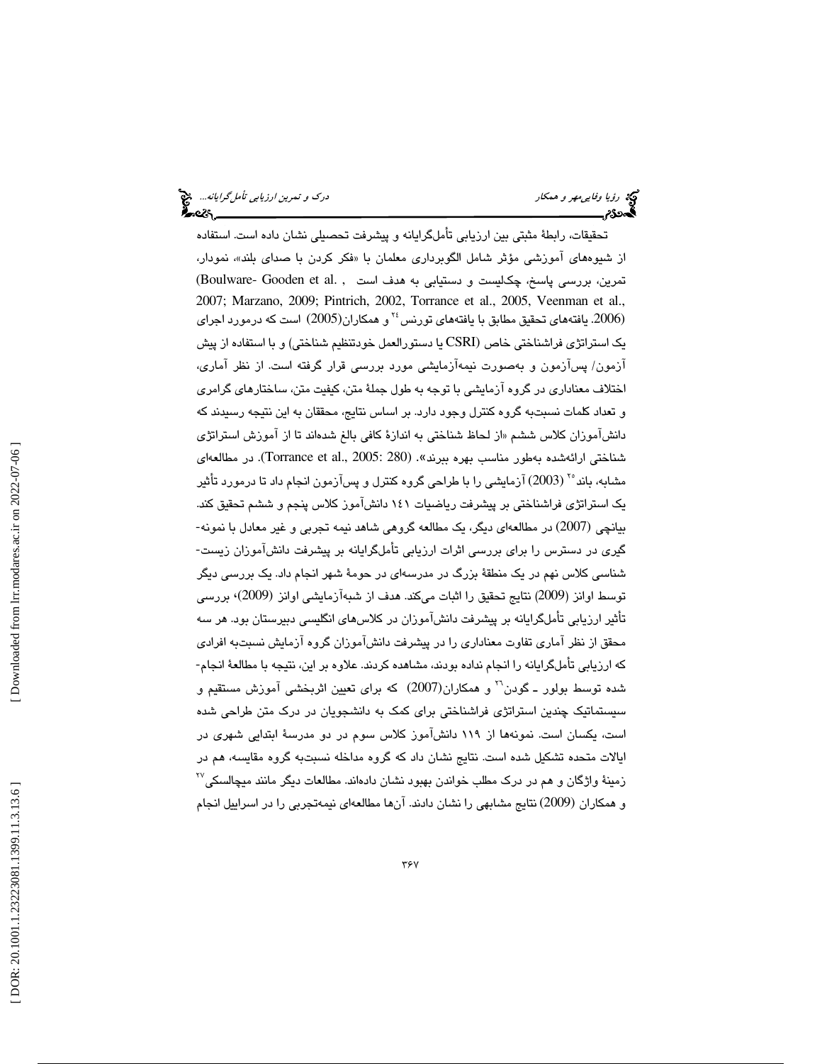تحقیقات، رابطهٔ مثبتی بین ارزیابی تأمل‌گرایانه و پیشرفت تحصیلی نشان داده است. استفاده از شیوه‌های آموزشی مؤثر شامل الگوبرداری معلمان با «فکر کردن با صدای بلند»، نمودار، تمرین، بررسی پاسخ، چک‌لیست و دستیابی به هدف است (Boulware- Gooden et al. , 2007; Marzano, 2009; Pintrich, 2002, Torrance et al., 2005, Veenman et al., 2006). یافته‌های تحقیق مطابق با یافته‌های تورنس[24] و همکاران(2005) است که درمورد اجرای یک استراتژی فراشناختی خاص (CSRI یا دستورالعمل خودتنظیم شناختی) و با استفاده از پیش آزمون/ پس‌آزمون و به‌صورت نیمه‌آزمایشی مورد بررسی قرار گرفته است. از نظر آماری، اختلاف معناداری در گروه آزمایشی با توجه به طول جملهٔ متن، کیفیت متن، ساختارهای گرامری و تعداد کلمات نسبت‌به گروه کنترل وجود دارد. بر اساس نتایج، محققان به این نتیجه رسیدند که دانش‌آموزان کلاس ششم «از لحاظ شناختی به اندازهٔ کافی بالغ شده‌اند تا از آموزش استراتژی شناختی ارائه‌شده به‌طور مناسب بهره ببرند». (Torrance et al., 2005: 280). در مطالعه‌ای مشابه، باند[25] (2003) آزمایشی را با طراحی گروه کنترل و پس‌آزمون انجام داد تا درمورد تأثیر یک استراتژی فراشناختی بر پیشرفت ریاضیات ۱۴۱ دانش‌آموز کلاس پنجم و ششم تحقیق کند. بیانچی (2007) در مطالعه‌ای دیگر، یک مطالعه گروهی شاهد نیمه تجربی و غیر معادل با نمونه‌گیری در دسترس را برای بررسی اثرات ارزیابی تأمل‌گرایانه بر پیشرفت دانش‌آموزان زیست‌شناسی کلاس نهم در یک منطقهٔ بزرگ در مدرسه‌ای در حومهٔ شهر انجام داد. یک بررسی دیگر توسط اوانز (2009) نتایج تحقیق را اثبات می‌کند. هدف از شبه‌آزمایشی اوانز (2009)، بررسی تأثیر ارزیابی تأمل‌گرایانه بر پیشرفت دانش‌آموزان در کلاس‌های انگلیسی دبیرستان بود. هر سه محقق از نظر آماری تفاوت معناداری را در پیشرفت دانش‌آموزان گروه آزمایش نسبت‌به افرادی که ارزیابی تأمل‌گرایانه را انجام نداده بودند، مشاهده کردند. علاوه بر این، نتیجه با مطالعهٔ انجام‌شده توسط بولور ـ گودن[26] و همکاران(2007) که برای تعیین اثربخشی آموزش مستقیم و سیستماتیک چندین استراتژی فراشناختی برای کمک به دانشجویان در درک متن طراحی شده است، یکسان است. نمونه‌ها از ۱۱۹ دانش‌آموز کلاس سوم در دو مدرسهٔ ابتدایی شهری در ایالات متحده تشکیل شده است. نتایج نشان داد که گروه مداخله نسبت‌به گروه مقایسه، هم در زمینهٔ واژگان و هم در درک مطلب خواندن بهبود نشان داده‌اند. مطالعات دیگر مانند میچالسکی[27] و همکاران (2009) نتایج مشابهی را نشان دادند. آن‌ها مطالعه‌ای نیمه‌تجربی را در اسراییل انجام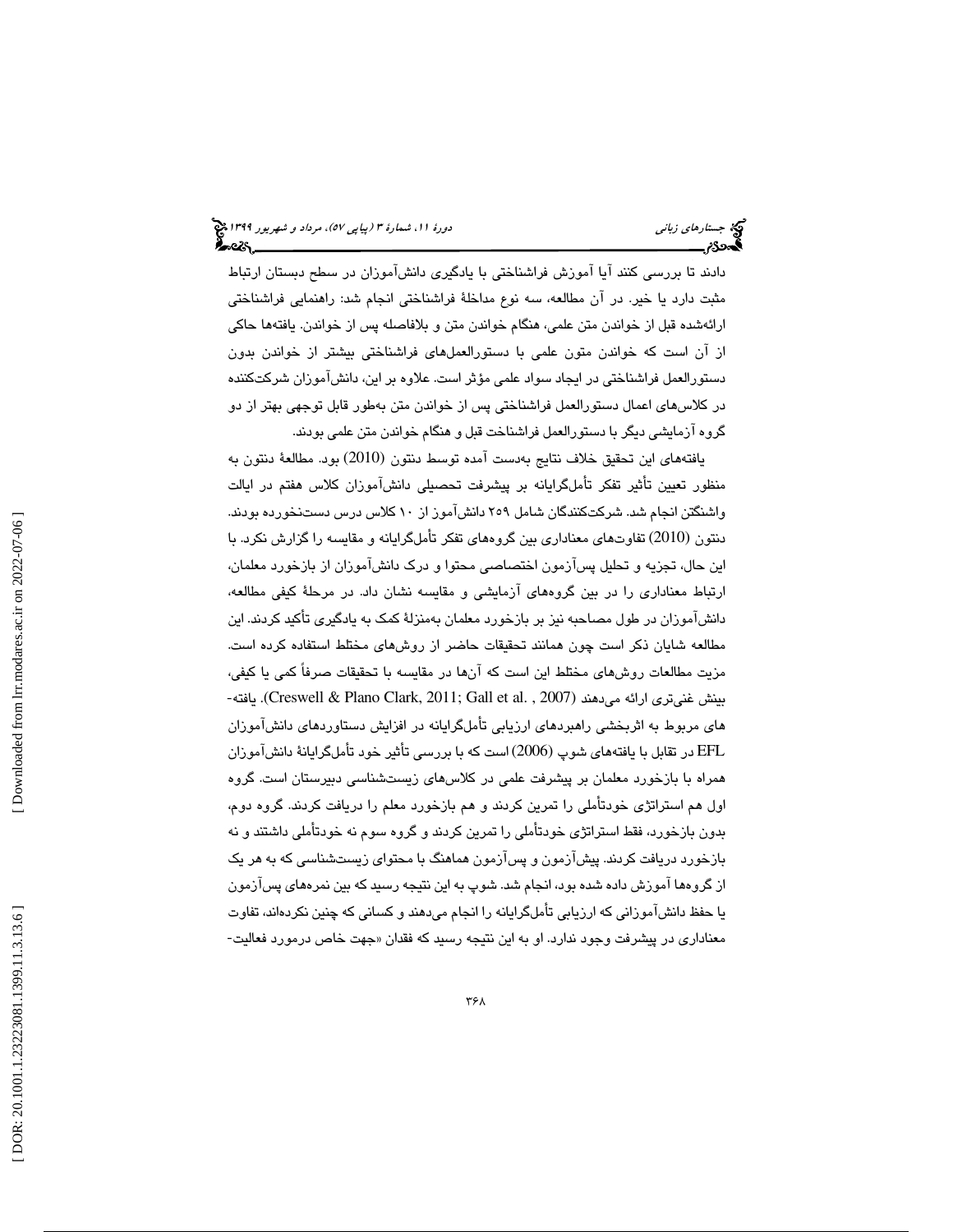دادند تا بررسی کنند آیا آموزش فراشناختی با یادگیری دانش‌آموزان در سطح دبستان ارتباط مثبت دارد یا خیر. در آن مطالعه، سه نوع مداخلهٔ فراشناختی انجام شد: راهنمایی فراشناختی ارائه‌شده قبل از خواندن متن علمی، هنگام خواندن متن و بلافاصله پس از خواندن. یافته‌ها حاکی از آن است که خواندن متون علمی با دستورالعمل‌های فراشناختی بیشتر از خواندن بدون دستورالعمل فراشناختی در ایجاد سواد علمی مؤثر است. علاوه بر این، دانش‌آموزان شرکت‌کننده در کلاس‌های اعمال دستورالعمل فراشناختی پس از خواندن متن به‌طور قابل توجهی بهتر از دو گروه آزمایشی دیگر با دستورالعمل فراشناخت قبل و هنگام خواندن متن علمی بودند.

یافته‌های این تحقیق خلاف نتایج به‌دست آمده توسط دنتون (2010) بود. مطالعهٔ دنتون به منظور تعیین تأثیر تفکر تأمل‌گرایانه بر پیشرفت تحصیلی دانش‌آموزان کلاس هفتم در ایالت واشنگتن انجام شد. شرکت‌کنندگان شامل ۲۵۹ دانش‌آموز از ۱۰ کلاس درس دست‌نخورده بودند. دنتون (2010) تفاوت‌های معناداری بین گروه‌های تفکر تأمل‌گرایانه و مقایسه را گزارش نکرد. با این حال، تجزیه و تحلیل پس‌آزمون اختصاصی محتوا و درک دانش‌آموزان از بازخورد معلمان، ارتباط معناداری را در بین گروه‌های آزمایشی و مقایسه نشان داد. در مرحلهٔ کیفی مطالعه، دانش‌آموزان در طول مصاحبه نیز بر بازخورد معلمان به‌منزلهٔ کمک به یادگیری تأکید کردند. این مطالعه شایان ذکر است چون همانند تحقیقات حاضر از روش‌های مختلط استفاده کرده است. مزیت مطالعات روش‌های مختلط این است که آن‌ها در مقایسه با تحقیقات صرفاً کمی یا کیفی، بینش غنی‌تری ارائه می‌دهند (Creswell & Plano Clark, 2011; Gall et al. , 2007). یافته‌های مربوط به اثربخشی راهبردهای ارزیابی تأمل‌گرایانه در افزایش دستاوردهای دانش‌آموزان EFL در تقابل با یافته‌های شوپ (2006) است که با بررسی تأثیر خود تأمل‌گرایانهٔ دانش‌آموزان همراه با بازخورد معلمان بر پیشرفت علمی در کلاس‌های زیست‌شناسی دبیرستان است. گروه اول هم استراتژی خودتأملی را تمرین کردند و هم بازخورد معلم را دریافت کردند. گروه دوم، بدون بازخورد، فقط استراتژی خودتأملی را تمرین کردند و گروه سوم نه خودتأملی داشتند و نه بازخورد دریافت کردند. پیش‌آزمون و پس‌آزمون هماهنگ با محتوای زیست‌شناسی که به هر یک از گروه‌ها آموزش داده شده بود، انجام شد. شوپ به این نتیجه رسید که بین نمره‌های پس‌آزمون یا حفظ دانش‌آموزانی که ارزیابی تأمل‌گرایانه را انجام می‌دهند و کسانی که چنین نکرده‌اند، تفاوت معناداری در پیشرفت وجود ندارد. او به این نتیجه رسید که فقدان «جهت خاص درمورد فعالیت-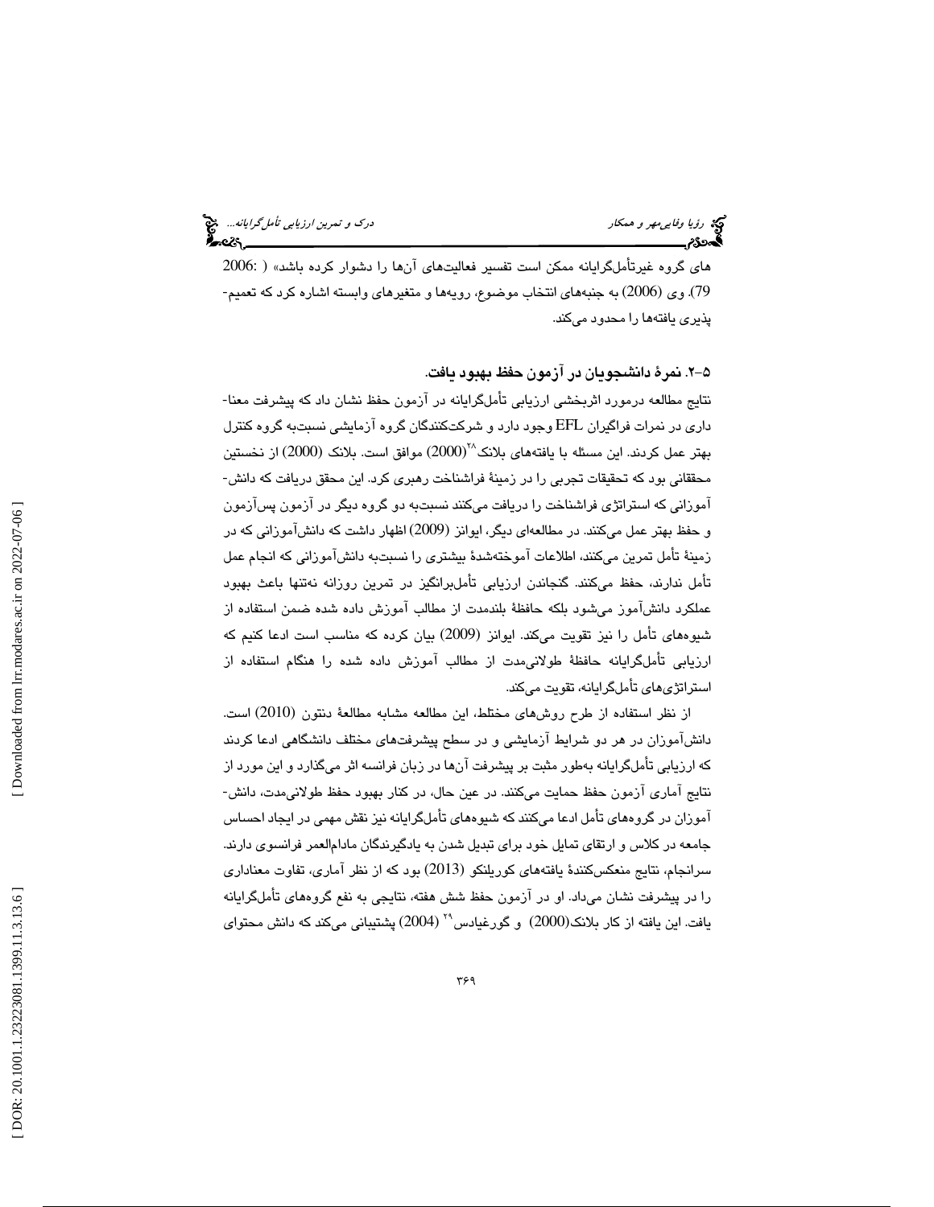های گروه غیرتأمل‌گرایانه ممکن است تفسیر فعالیت‌های آن‌ها را دشوار کرده باشد» ( 2006: 79). وی (2006) به جنبه‌های انتخاب موضوع، رویه‌ها و متغیرهای وابسته اشاره کرد که تعمیم‌پذیری یافته‌ها را محدود می‌کند.

### ۵-۲. نمرۀ دانشجویان در آزمون حفظ بهبود یافت.

نتایج مطالعه درمورد اثربخشی ارزیابی تأمل‌گرایانه در آزمون حفظ نشان داد که پیشرفت معناداری در نمرات فراگیران EFL وجود دارد و شرکت‌کنندگان گروه آزمایشی نسبت‌به گروه کنترل بهتر عمل کردند. این مسئله با یافته‌های بلانک[۲۸] (2000) موافق است. بلانک (2000) از نخستین محققانی بود که تحقیقات تجربی را در زمینۀ فراشناخت رهبری کرد. این محقق دریافت که دانش‌آموزانی که استراتژی فراشناخت را دریافت می‌کنند نسبت‌به دو گروه دیگر در آزمون پس‌آزمون و حفظ بهتر عمل می‌کنند. در مطالعه‌ای دیگر، ایوانز (2009) اظهار داشت که دانش‌آموزانی که در زمینۀ تأمل تمرین می‌کنند، اطلاعات آموخته‌شدۀ بیشتری را نسبت‌به دانش‌آموزانی که انجام عمل تأمل ندارند، حفظ می‌کنند. گنجاندن ارزیابی تأمل‌برانگیز در تمرین روزانه نه‌تنها باعث بهبود عملکرد دانش‌آموز می‌شود بلکه حافظۀ بلندمدت از مطالب آموزش داده شده ضمن استفاده از شیوه‌های تأمل را نیز تقویت می‌کند. ایوانز (2009) بیان کرده که مناسب است ادعا کنیم که ارزیابی تأمل‌گرایانه حافظۀ طولانی‌مدت از مطالب آموزش داده شده را هنگام استفاده از استراتژی‌های تأمل‌گرایانه، تقویت می‌کند.

از نظر استفاده از طرح روش‌های مختلط، این مطالعه مشابه مطالعۀ دنتون (2010) است. دانش‌آموزان در هر دو شرایط آزمایشی و در سطح پیشرفت‌های مختلف دانشگاهی ادعا کردند که ارزیابی تأمل‌گرایانه به‌طور مثبت بر پیشرفت آن‌ها در زبان فرانسه اثر می‌گذارد و این مورد از نتایج آماری آزمون حفظ حمایت می‌کند. در عین حال، در کنار بهبود حفظ طولانی‌مدت، دانش‌آموزان در گروه‌های تأمل ادعا می‌کنند که شیوه‌های تأمل‌گرایانه نیز نقش مهمی در ایجاد احساس جامعه در کلاس و ارتقای تمایل خود برای تبدیل شدن به یادگیرندگان مادام‌العمر فرانسوی دارند. سرانجام، نتایج منعکس‌کنندۀ یافته‌های کوریلنکو (2013) بود که از نظر آماری، تفاوت معناداری را در پیشرفت نشان می‌داد. او در آزمون حفظ شش هفته، نتایجی به نفع گروه‌های تأمل‌گرایانه یافت. این یافته از کار بلانک(2000) و گورغیادس[۲۹] (2004) پشتیبانی می‌کند که دانش محتوای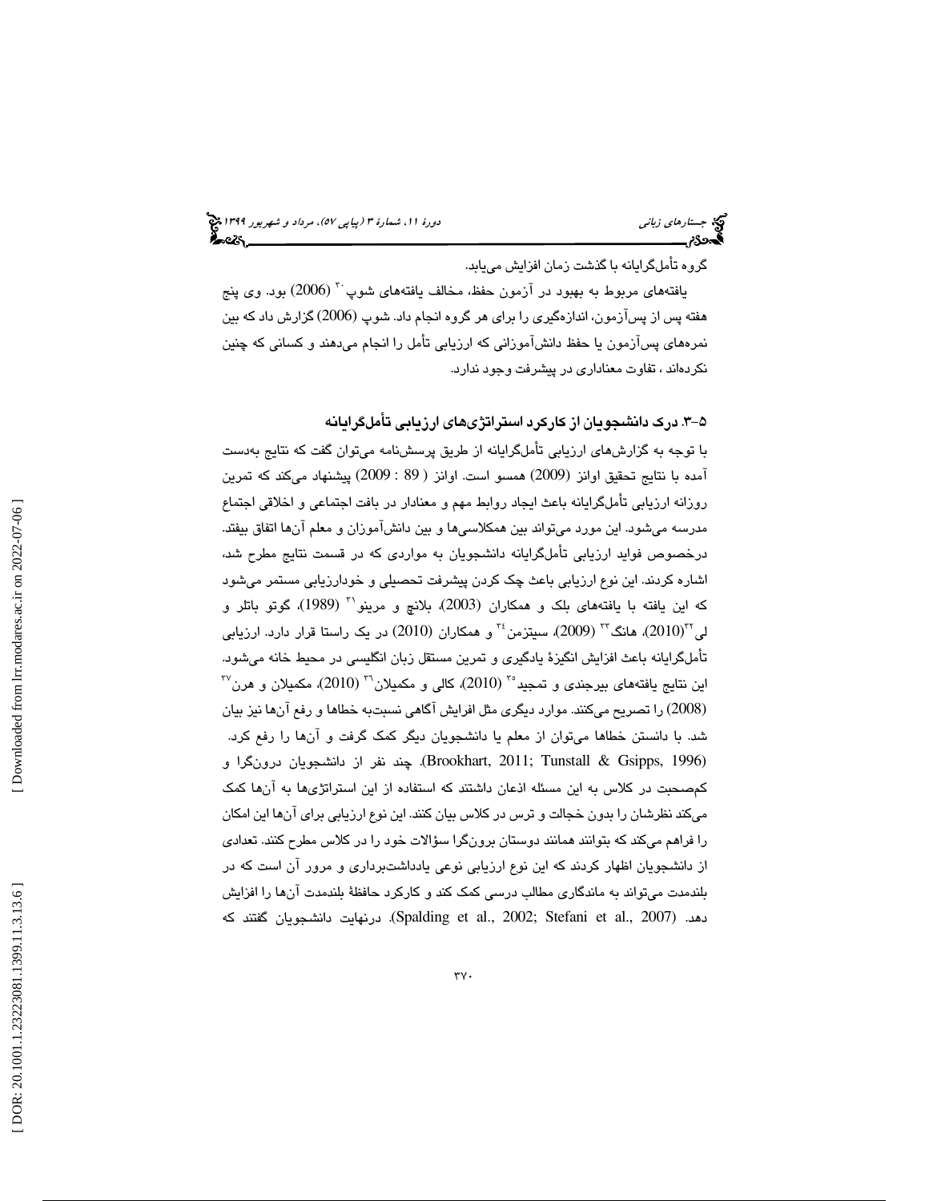گروه تأمل‌گرایانه با گذشت زمان افزایش می‌یابد.

یافته‌های مربوط به بهبود در آزمون حفظ، مخالف یافته‌های شوپ[30] (2006) بود. وی پنج هفته پس از پس‌آزمون، اندازه‌گیری را برای هر گروه انجام داد. شوپ (2006) گزارش داد که بین نمره‌های پس‌آزمون یا حفظ دانش‌آموزانی که ارزیابی تأمل را انجام می‌دهند و کسانی که چنین نکرده‌اند ، تفاوت معناداری در پیشرفت وجود ندارد.

## ۵-۳. درک دانشجویان از کارکرد استراتژی‌های ارزیابی تأمل‌گرایانه

با توجه به گزارش‌های ارزیابی تأمل‌گرایانه از طریق پرسشنامه می‌توان گفت که نتایج به‌دست آمده با نتایج تحقیق اوانز (2009) همسو است. اوانز ( 89 : 2009) پیشنهاد می‌کند که تمرین روزانه ارزیابی تأمل‌گرایانه باعث ایجاد روابط مهم و معنادار در بافت اجتماعی و اخلاقی اجتماع مدرسه می‌شود. این مورد می‌تواند بین همکلاسی‌ها و بین دانش‌آموزان و معلم آن‌ها اتفاق بیفتد. درخصوص فواید ارزیابی تأمل‌گرایانه دانشجویان به مواردی که در قسمت نتایج مطرح شد، اشاره کردند. این نوع ارزیابی باعث چک کردن پیشرفت تحصیلی و خودارزیابی مستمر می‌شود که این یافته با یافته‌های بلک و همکاران (2003)، بلانچ و مرینو[31] (1989)، گوتو باتلر و لی[32](2010)، هانگ[33] (2009)، سیتزمن[34] و همکاران (2010) در یک راستا قرار دارد. ارزیابی تأمل‌گرایانه باعث افزایش انگیزهٔ یادگیری و تمرین مستقل زبان انگلیسی در محیط خانه می‌شود. این نتایج یافته‌های بیرجندی و تمجید[35] (2010)، کالی و مکمیلان[36] (2010)، مکمیلان و هرن[37] (2008) را تصریح می‌کنند. موارد دیگری مثل افزایش آگاهی نسبت‌به خطاها و رفع آن‌ها نیز بیان شد. با دانستن خطاها می‌توان از معلم یا دانشجویان دیگر کمک گرفت و آن‌ها را رفع کرد. (Brookhart, 2011; Tunstall & Gsipps, 1996). چند نفر از دانشجویان درون‌گرا و کم‌صحبت در کلاس به این مسئله اذعان داشتند که استفاده از این استراتژی‌ها به آن‌ها کمک می‌کند نظرشان را بدون خجالت و ترس در کلاس بیان کنند. این نوع ارزیابی برای آن‌ها این امکان را فراهم می‌کند که بتوانند همانند دوستان برون‌گرا سؤالات خود را در کلاس مطرح کنند. تعدادی از دانشجویان اظهار کردند که این نوع ارزیابی نوعی یادداشت‌برداری و مرور آن است که در بلندمدت می‌تواند به ماندگاری مطالب درسی کمک کند و کارکرد حافظهٔ بلندمدت آن‌ها را افزایش دهد. (Spalding et al., 2002; Stefani et al., 2007). درنهایت دانشجویان گفتند که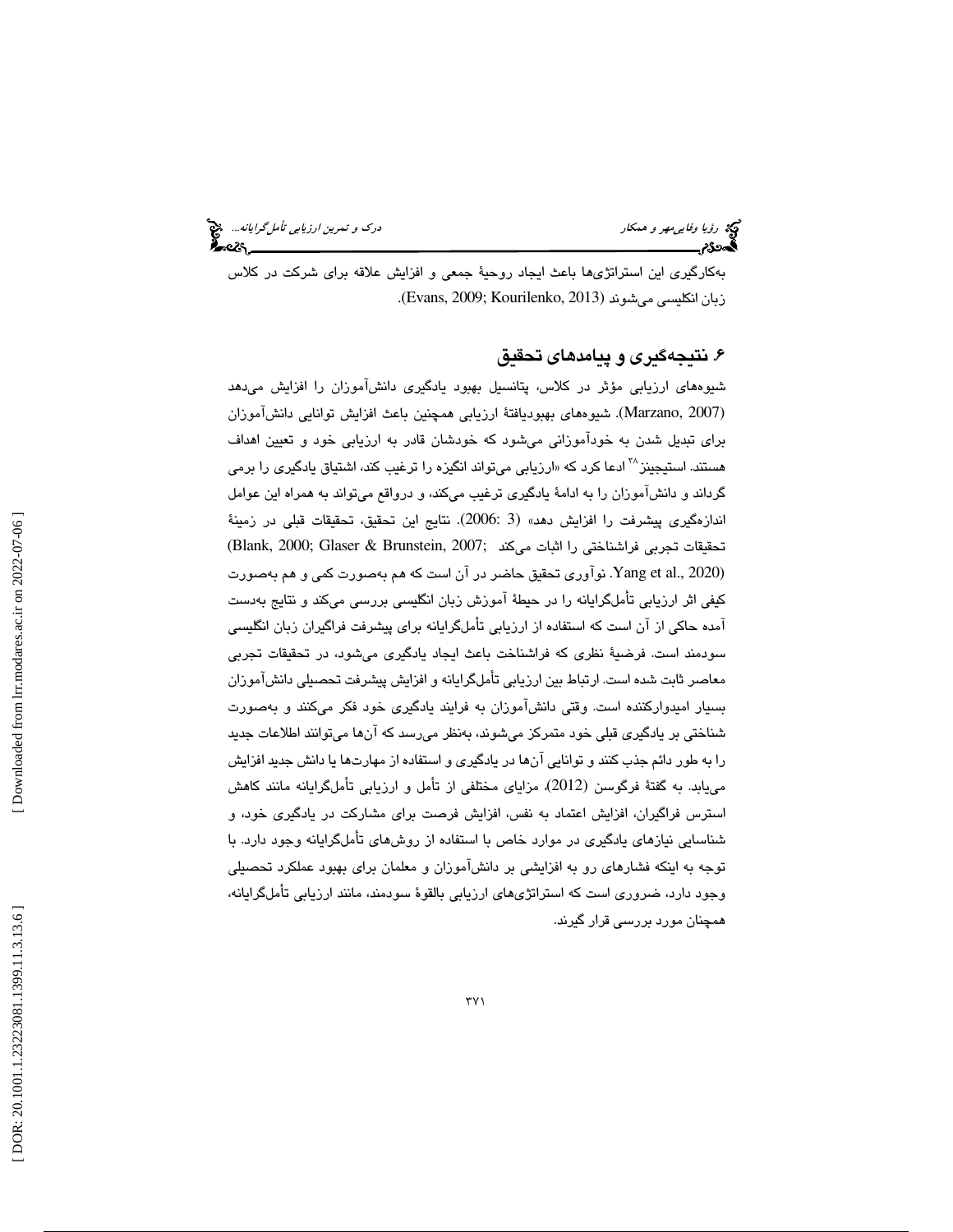به‌کارگیری این استراتژی‌ها باعث ایجاد روحیهٔ جمعی و افزایش علاقه برای شرکت در کلاس زبان انگلیسی می‌شوند (Evans, 2009; Kourilenko, 2013).

## ۶. نتیجه‌گیری و پیامدهای تحقیق

شیوه‌های ارزیابی مؤثر در کلاس، پتانسیل بهبود یادگیری دانش‌آموزان را افزایش می‌دهد (Marzano, 2007). شیوه‌های بهبودیافتهٔ ارزیابی همچنین باعث افزایش توانایی دانش‌آموزان برای تبدیل شدن به خودآموزانی می‌شود که خودشان قادر به ارزیابی خود و تعیین اهداف هستند. استیجینز[۳۸] ادعا کرد که «ارزیابی می‌تواند انگیزه را ترغیب کند، اشتیاق یادگیری را برمی گرداند و دانش‌آموزان را به ادامهٔ یادگیری ترغیب می‌کند، و درواقع می‌تواند به همراه این عوامل اندازه‌گیری پیشرفت را افزایش دهد» (3 :2006). نتایج این تحقیق، تحقیقات قبلی در زمینهٔ تحقیقات تجربی فراشناختی را اثبات می‌کند (Blank, 2000; Glaser & Brunstein, 2007; Yang et al., 2020). نوآوری تحقیق حاضر در آن است که هم به‌صورت کمی و هم به‌صورت کیفی اثر ارزیابی تأمل‌گرایانه را در حیطهٔ آموزش زبان انگلیسی بررسی می‌کند و نتایج به‌دست آمده حاکی از آن است که استفاده از ارزیابی تأمل‌گرایانه برای پیشرفت فراگیران زبان انگلیسی سودمند است. فرضیهٔ نظری که فراشناخت باعث ایجاد یادگیری می‌شود، در تحقیقات تجربی معاصر ثابت شده است. ارتباط بین ارزیابی تأمل‌گرایانه و افزایش پیشرفت تحصیلی دانش‌آموزان بسیار امیدوارکننده است. وقتی دانش‌آموزان به فرایند یادگیری خود فکر می‌کنند و به‌صورت شناختی بر یادگیری قبلی خود متمرکز می‌شوند، به‌نظر می‌رسد که آن‌ها می‌توانند اطلاعات جدید را به طور دائم جذب کنند و توانایی آن‌ها در یادگیری و استفاده از مهارت‌ها یا دانش جدید افزایش می‌یابد. به گفتهٔ فرگوسن (2012)، مزایای مختلفی از تأمل و ارزیابی تأمل‌گرایانه مانند کاهش استرس فراگیران، افزایش اعتماد به نفس، افزایش فرصت برای مشارکت در یادگیری خود، و شناسایی نیازهای یادگیری در موارد خاص با استفاده از روش‌های تأمل‌گرایانه وجود دارد. با توجه به اینکه فشارهای رو به افزایشی بر دانش‌آموزان و معلمان برای بهبود عملکرد تحصیلی وجود دارد، ضروری است که استراتژی‌های ارزیابی بالقوهٔ سودمند، مانند ارزیابی تأمل‌گرایانه، همچنان مورد بررسی قرار گیرند.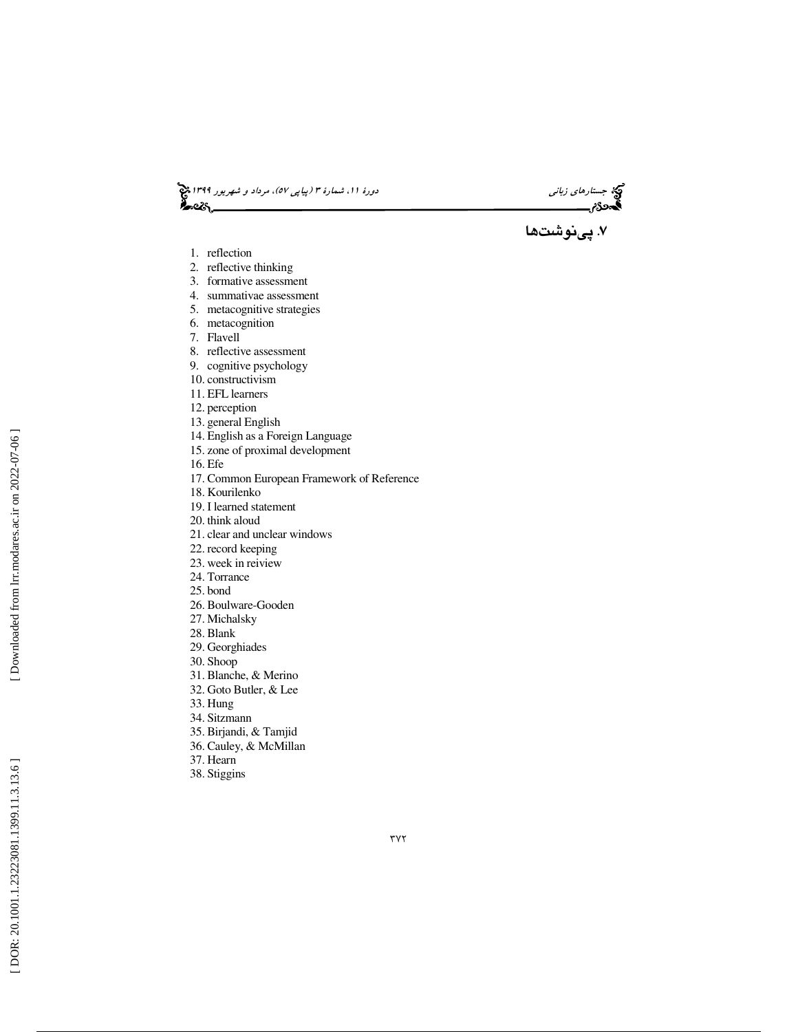## ۷. پی‌نوشت‌ها

1. reflection
2. reflective thinking
3. formative assessment
4. summativae assessment
5. metacognitive strategies
6. metacognition
7. Flavell
8. reflective assessment
9. cognitive psychology
10. constructivism
11. EFL learners
12. perception
13. general English
14. English as a Foreign Language
15. zone of proximal development
16. Efe
17. Common European Framework of Reference
18. Kourilenko
19. I learned statement
20. think aloud
21. clear and unclear windows
22. record keeping
23. week in reiview
24. Torrance
25. bond
26. Boulware-Gooden
27. Michalsky
28. Blank
29. Georghiades
30. Shoop
31. Blanche, & Merino
32. Goto Butler, & Lee
33. Hung
34. Sitzmann
35. Birjandi, & Tamjid
36. Cauley, & McMillan
37. Hearn
38. Stiggins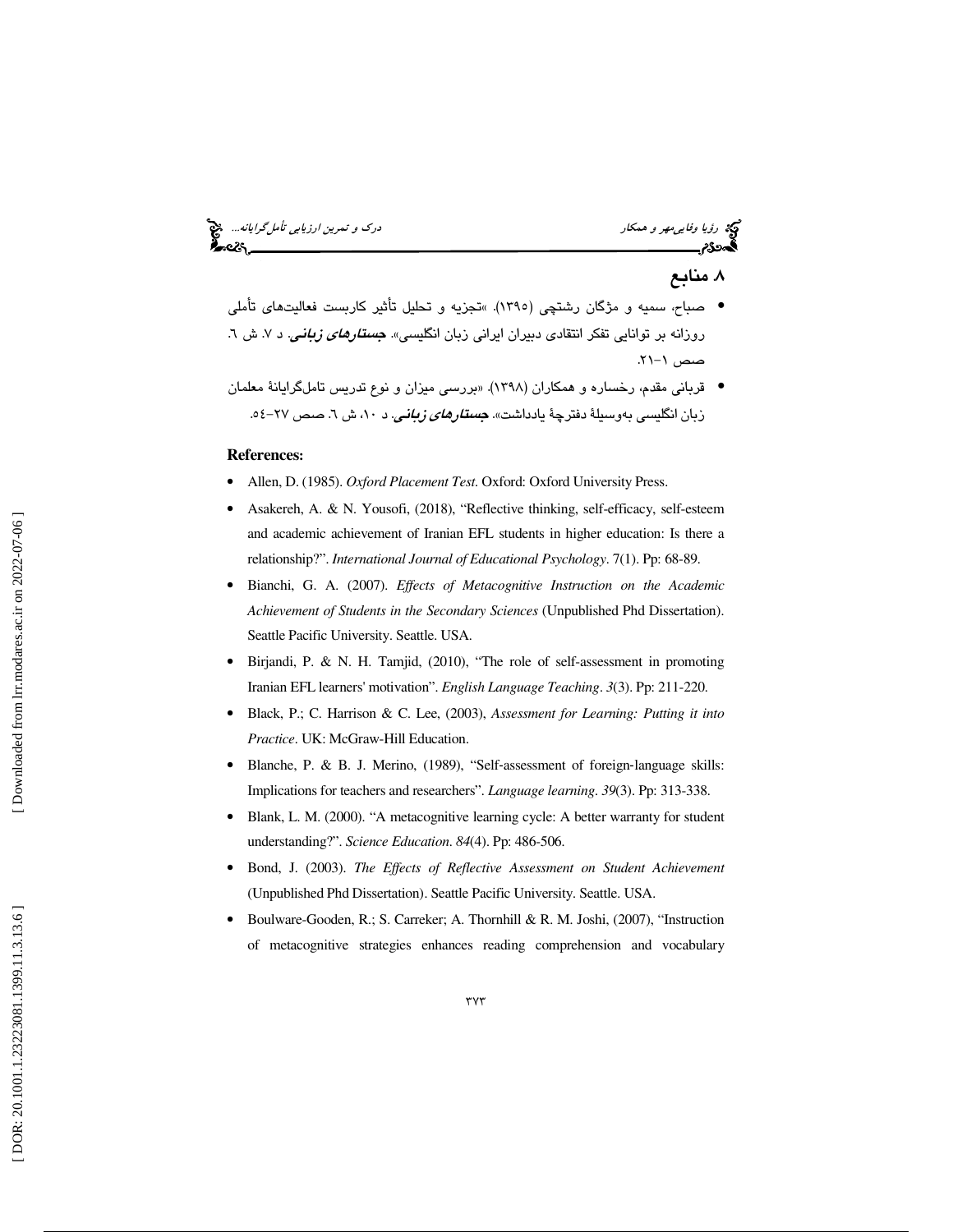## ۸. منابع

- صباح، سمیه و مژگان رشتچی (۱۳۹۵). «تجزیه و تحلیل تأثیر کاربست فعالیت‌های تأملی روزانه بر توانایی تفکر انتقادی دبیران ایرانی زبان انگلیسی». ***جستارهای زبانی***. د ۷. ش ٦. صص ۱-۲۱.
- قربانی مقدم، رخساره و همکاران (۱۳۹۸). «بررسی میزان و نوع تدریس تامل‌گرایانهٔ معلمان زبان انگلیسی به‌وسیلهٔ دفترچهٔ یادداشت». ***جستارهای زبانی***. د ۱۰، ش ٦. صص ۲۷-٥٤.

**References:**

- Allen, D. (1985). *Oxford Placement Test*. Oxford: Oxford University Press.
- Asakereh, A. & N. Yousofi, (2018), "Reflective thinking, self-efficacy, self-esteem and academic achievement of Iranian EFL students in higher education: Is there a relationship?". *International Journal of Educational Psychology*. 7(1). Pp: 68-89.
- Bianchi, G. A. (2007). *Effects of Metacognitive Instruction on the Academic Achievement of Students in the Secondary Sciences* (Unpublished Phd Dissertation). Seattle Pacific University. Seattle. USA.
- Birjandi, P. & N. H. Tamjid, (2010), "The role of self-assessment in promoting Iranian EFL learners' motivation". *English Language Teaching*. *3*(3). Pp: 211-220.
- Black, P.; C. Harrison & C. Lee, (2003), *Assessment for Learning: Putting it into Practice*. UK: McGraw-Hill Education.
- Blanche, P. & B. J. Merino, (1989), "Self-assessment of foreign-language skills: Implications for teachers and researchers". *Language learning*. *39*(3). Pp: 313-338.
- Blank, L. M. (2000). "A metacognitive learning cycle: A better warranty for student understanding?". *Science Education*. *84*(4). Pp: 486-506.
- Bond, J. (2003). *The Effects of Reflective Assessment on Student Achievement* (Unpublished Phd Dissertation). Seattle Pacific University. Seattle. USA.
- Boulware-Gooden, R.; S. Carreker; A. Thornhill & R. M. Joshi, (2007), "Instruction of metacognitive strategies enhances reading comprehension and vocabulary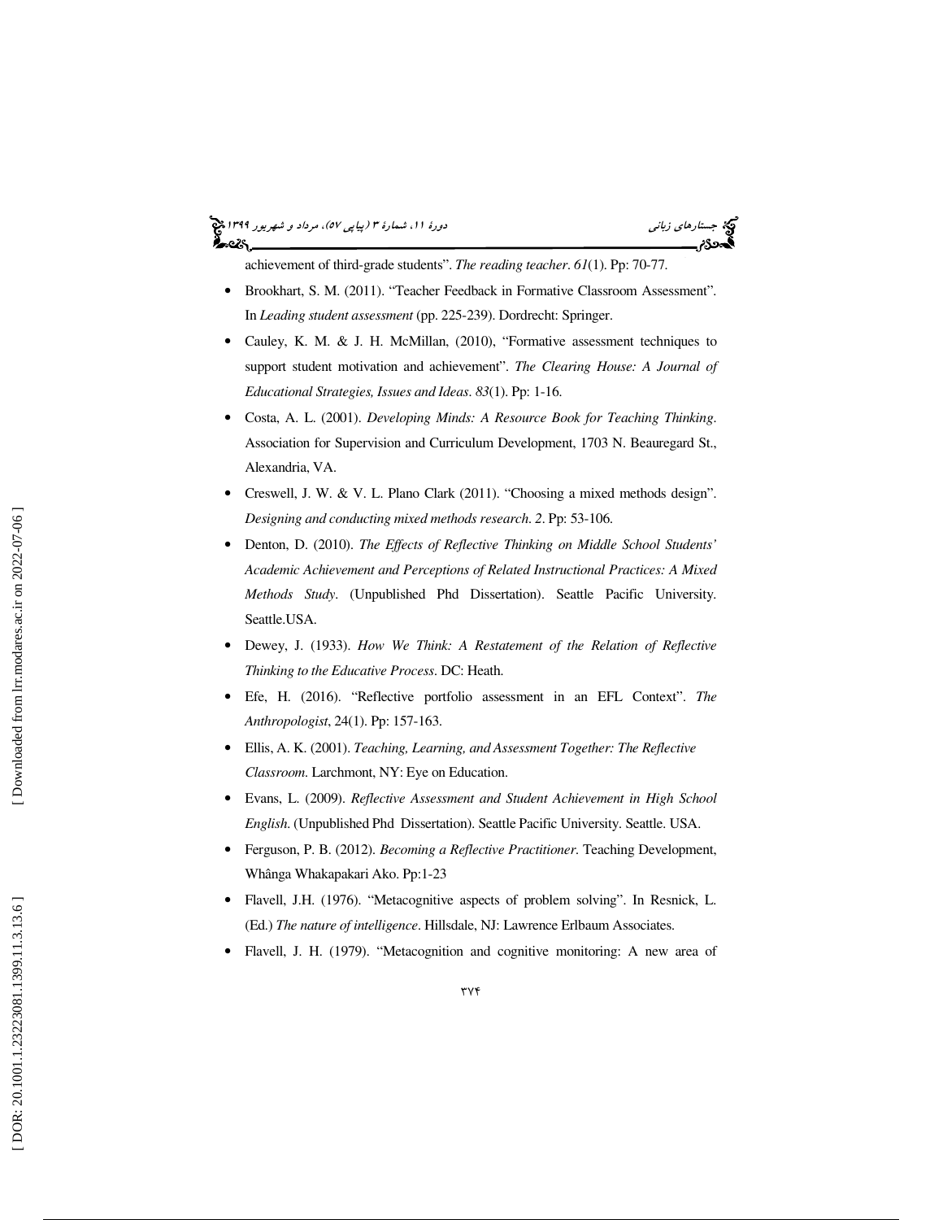achievement of third-grade students". *The reading teacher*. *61*(1). Pp: 70-77.

- Brookhart, S. M. (2011). "Teacher Feedback in Formative Classroom Assessment". In *Leading student assessment* (pp. 225-239). Dordrecht: Springer.
- Cauley, K. M. & J. H. McMillan, (2010), "Formative assessment techniques to support student motivation and achievement". *The Clearing House: A Journal of Educational Strategies, Issues and Ideas*. *83*(1). Pp: 1-16.
- Costa, A. L. (2001). *Developing Minds: A Resource Book for Teaching Thinking*. Association for Supervision and Curriculum Development, 1703 N. Beauregard St., Alexandria, VA.
- Creswell, J. W. & V. L. Plano Clark (2011). "Choosing a mixed methods design". *Designing and conducting mixed methods research*. *2*. Pp: 53-106.
- Denton, D. (2010). *The Effects of Reflective Thinking on Middle School Students' Academic Achievement and Perceptions of Related Instructional Practices: A Mixed Methods Study*. (Unpublished Phd Dissertation). Seattle Pacific University. Seattle.USA.
- Dewey, J. (1933). *How We Think: A Restatement of the Relation of Reflective Thinking to the Educative Process*. DC: Heath.
- Efe, H. (2016). "Reflective portfolio assessment in an EFL Context". *The Anthropologist*, 24(1). Pp: 157-163.
- Ellis, A. K. (2001). *Teaching, Learning, and Assessment Together: The Reflective Classroom*. Larchmont, NY: Eye on Education.
- Evans, L. (2009). *Reflective Assessment and Student Achievement in High School English*. (Unpublished Phd Dissertation). Seattle Pacific University. Seattle. USA.
- Ferguson, P. B. (2012). *Becoming a Reflective Practitioner*. Teaching Development, Whânga Whakapakari Ako. Pp:1-23
- Flavell, J.H. (1976). "Metacognitive aspects of problem solving". In Resnick, L. (Ed.) *The nature of intelligence*. Hillsdale, NJ: Lawrence Erlbaum Associates.
- Flavell, J. H. (1979). "Metacognition and cognitive monitoring: A new area of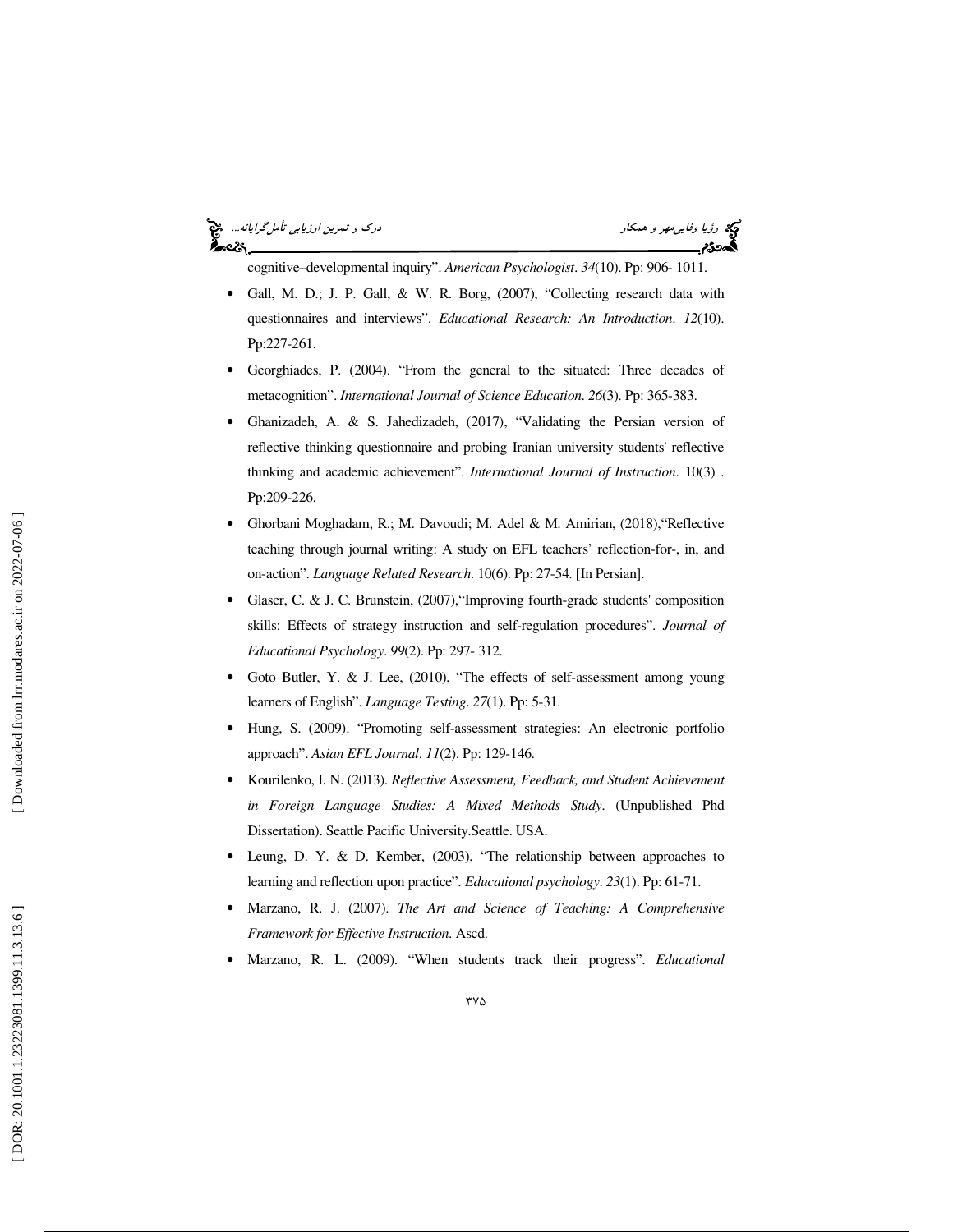cognitive–developmental inquiry". *American Psychologist*. *34*(10). Pp: 906- 1011.

- Gall, M. D.; J. P. Gall, & W. R. Borg, (2007), "Collecting research data with questionnaires and interviews". *Educational Research: An Introduction*. *12*(10). Pp:227-261.
- Georghiades, P. (2004). "From the general to the situated: Three decades of metacognition". *International Journal of Science Education*. *26*(3). Pp: 365-383.
- Ghanizadeh, A. & S. Jahedizadeh, (2017), "Validating the Persian version of reflective thinking questionnaire and probing Iranian university students' reflective thinking and academic achievement". *International Journal of Instruction*. 10(3) . Pp:209-226.
- Ghorbani Moghadam, R.; M. Davoudi; M. Adel & M. Amirian, (2018),"Reflective teaching through journal writing: A study on EFL teachers' reflection-for-, in, and on-action". *Language Related Research*. 10(6). Pp: 27-54. [In Persian].
- Glaser, C. & J. C. Brunstein, (2007),"Improving fourth-grade students' composition skills: Effects of strategy instruction and self-regulation procedures". *Journal of Educational Psychology*. *99*(2). Pp: 297- 312.
- Goto Butler, Y. & J. Lee, (2010), "The effects of self-assessment among young learners of English". *Language Testing*. *27*(1). Pp: 5-31.
- Hung, S. (2009). "Promoting self-assessment strategies: An electronic portfolio approach". *Asian EFL Journal*. *11*(2). Pp: 129-146.
- Kourilenko, I. N. (2013). *Reflective Assessment, Feedback, and Student Achievement in Foreign Language Studies: A Mixed Methods Study*. (Unpublished Phd Dissertation). Seattle Pacific University.Seattle. USA.
- Leung, D. Y. & D. Kember, (2003), "The relationship between approaches to learning and reflection upon practice". *Educational psychology*. *23*(1). Pp: 61-71.
- Marzano, R. J. (2007). *The Art and Science of Teaching: A Comprehensive Framework for Effective Instruction*. Ascd.
- Marzano, R. L. (2009). "When students track their progress". *Educational*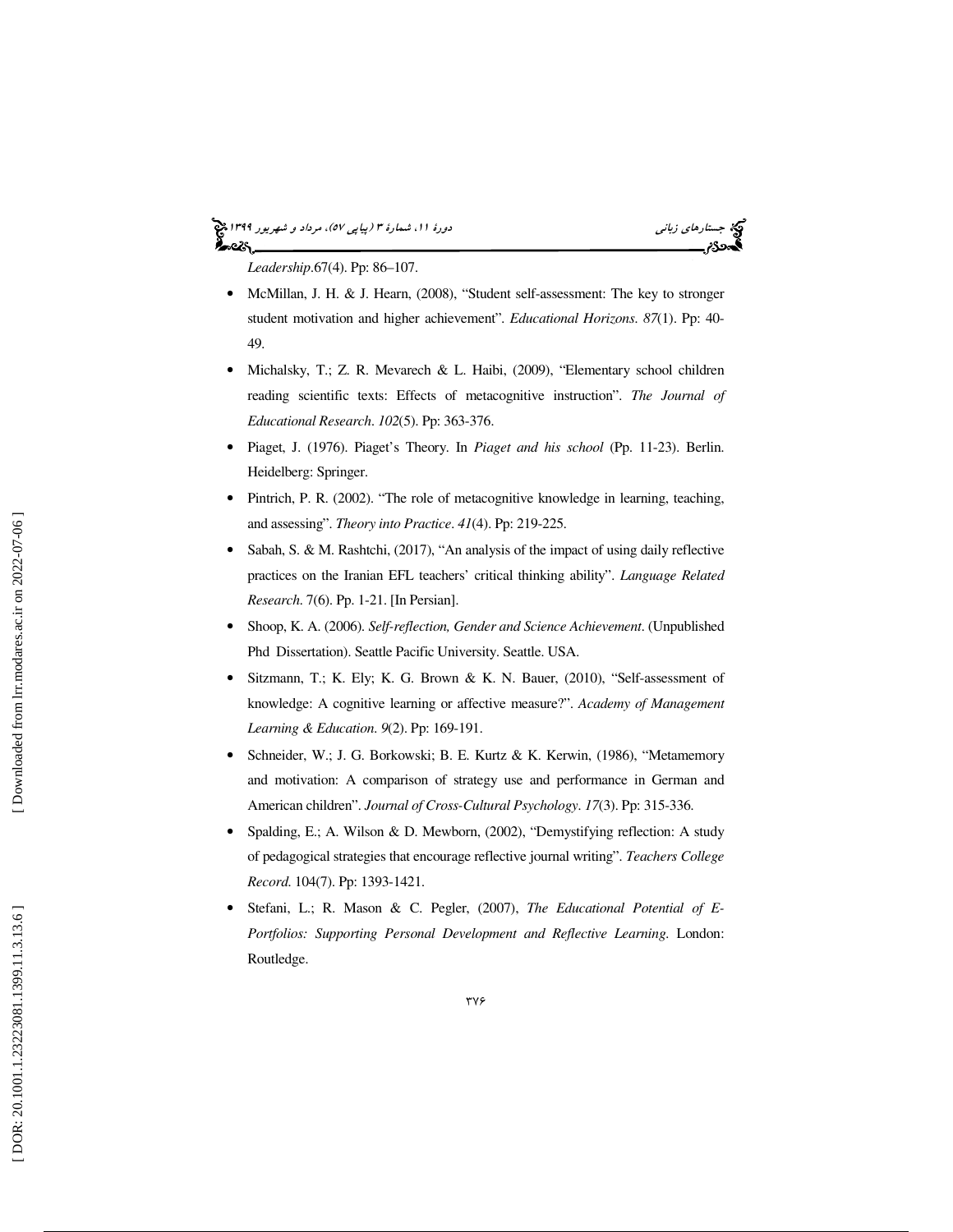*Leadership*.67(4). Pp: 86–107.

- McMillan, J. H. & J. Hearn, (2008), "Student self-assessment: The key to stronger student motivation and higher achievement". *Educational Horizons*. *87*(1). Pp: 40-49.
- Michalsky, T.; Z. R. Mevarech & L. Haibi, (2009), "Elementary school children reading scientific texts: Effects of metacognitive instruction". *The Journal of Educational Research*. *102*(5). Pp: 363-376.
- Piaget, J. (1976). Piaget's Theory. In *Piaget and his school* (Pp. 11-23). Berlin. Heidelberg: Springer.
- Pintrich, P. R. (2002). "The role of metacognitive knowledge in learning, teaching, and assessing". *Theory into Practice*. *41*(4). Pp: 219-225.
- Sabah, S. & M. Rashtchi, (2017), "An analysis of the impact of using daily reflective practices on the Iranian EFL teachers' critical thinking ability". *Language Related Research*. 7(6). Pp. 1-21. [In Persian].
- Shoop, K. A. (2006). *Self-reflection, Gender and Science Achievement*. (Unpublished Phd Dissertation). Seattle Pacific University. Seattle. USA.
- Sitzmann, T.; K. Ely; K. G. Brown & K. N. Bauer, (2010), "Self-assessment of knowledge: A cognitive learning or affective measure?". *Academy of Management Learning & Education*. *9*(2). Pp: 169-191.
- Schneider, W.; J. G. Borkowski; B. E. Kurtz & K. Kerwin, (1986), "Metamemory and motivation: A comparison of strategy use and performance in German and American children". *Journal of Cross-Cultural Psychology*. *17*(3). Pp: 315-336.
- Spalding, E.; A. Wilson & D. Mewborn, (2002), "Demystifying reflection: A study of pedagogical strategies that encourage reflective journal writing". *Teachers College Record*. 104(7). Pp: 1393-1421.
- Stefani, L.; R. Mason & C. Pegler, (2007), *The Educational Potential of E-Portfolios: Supporting Personal Development and Reflective Learning*. London: Routledge.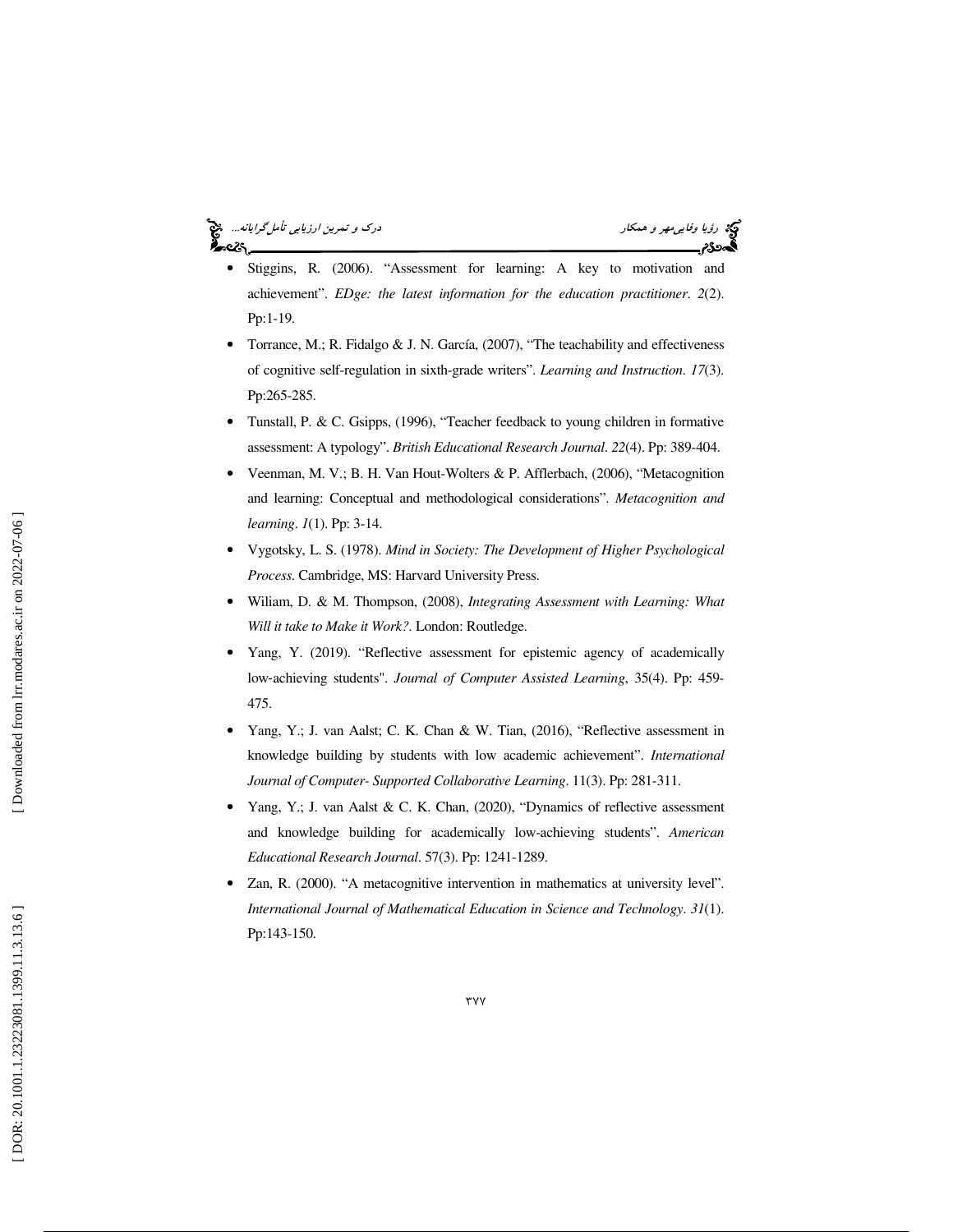- Stiggins, R. (2006). "Assessment for learning: A key to motivation and achievement". *EDge: the latest information for the education practitioner*. *2*(2). Pp:1-19.
- Torrance, M.; R. Fidalgo & J. N. García, (2007), "The teachability and effectiveness of cognitive self-regulation in sixth-grade writers". *Learning and Instruction*. *17*(3). Pp:265-285.
- Tunstall, P. & C. Gsipps, (1996), "Teacher feedback to young children in formative assessment: A typology". *British Educational Research Journal*. *22*(4). Pp: 389-404.
- Veenman, M. V.; B. H. Van Hout-Wolters & P. Afflerbach, (2006), "Metacognition and learning: Conceptual and methodological considerations". *Metacognition and learning*. *1*(1). Pp: 3-14.
- Vygotsky, L. S. (1978). *Mind in Society: The Development of Higher Psychological Process*. Cambridge, MS: Harvard University Press.
- Wiliam, D. & M. Thompson, (2008), *Integrating Assessment with Learning: What Will it take to Make it Work?*. London: Routledge.
- Yang, Y. (2019). "Reflective assessment for epistemic agency of academically low-achieving students". *Journal of Computer Assisted Learning*, 35(4). Pp: 459-475.
- Yang, Y.; J. van Aalst; C. K. Chan & W. Tian, (2016), "Reflective assessment in knowledge building by students with low academic achievement". *International Journal of Computer- Supported Collaborative Learning*. 11(3). Pp: 281-311.
- Yang, Y.; J. van Aalst & C. K. Chan, (2020), "Dynamics of reflective assessment and knowledge building for academically low-achieving students". *American Educational Research Journal*. 57(3). Pp: 1241-1289.
- Zan, R. (2000). "A metacognitive intervention in mathematics at university level". *International Journal of Mathematical Education in Science and Technology*. *31*(1). Pp:143-150.